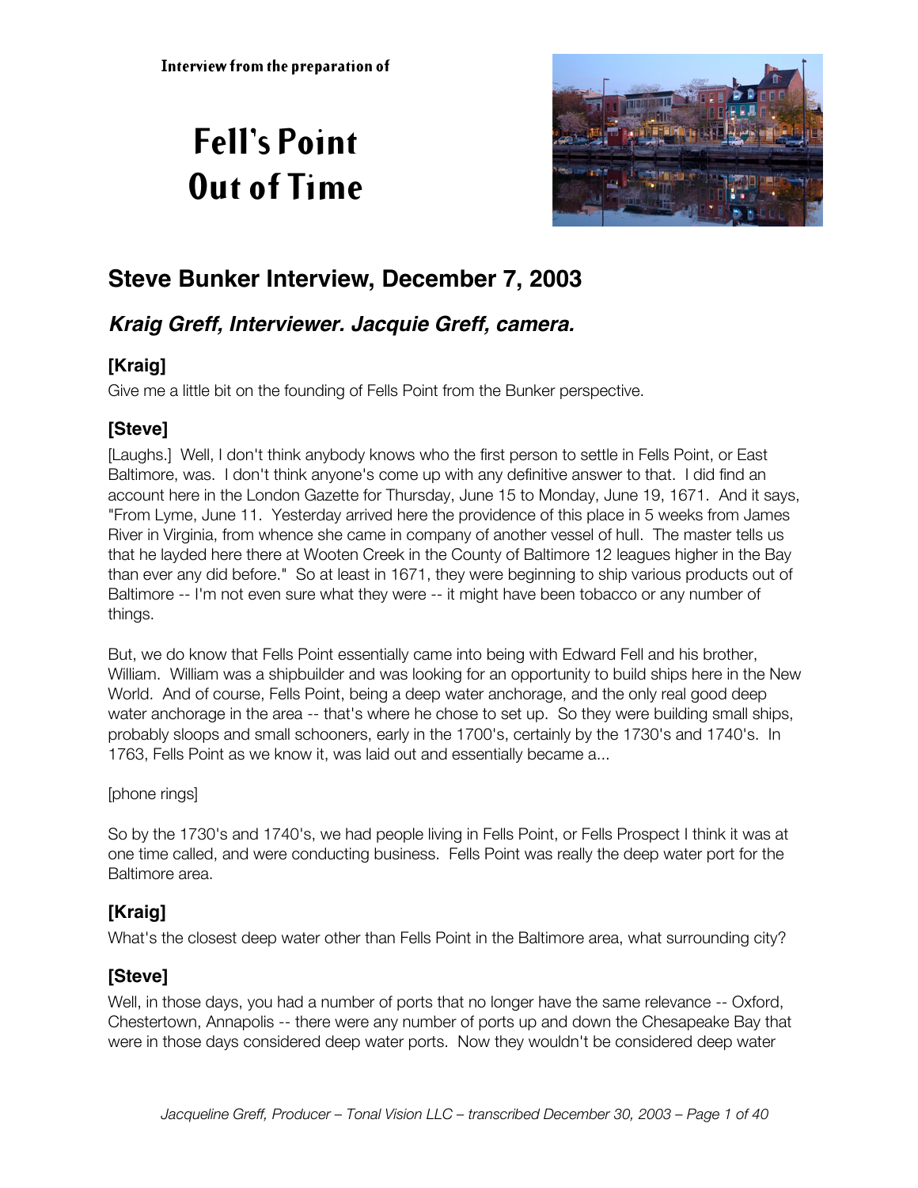Interview from the preparation of

# Fell's Point Out of Time

## Steve Bunker Interview, December 7, 2003

### *Kraig Greff, Interviewer. Jacquie Greff, camera.*

### [Kraig]

Give me a little bit on the founding of Fells Point from the Bunker perspective.

### [Steve]

[Laughs.] Well, I don't think anybody knows who the first person to settle in Fells Point, or East Baltimore, was. I don't think anyone's come up with any definitive answer to that. I did find an account here in the London Gazette for Thursday, June 15 to Monday, June 19, 1671. And it says, "From Lyme, June 11. Yesterday arrived here the providence of this place in 5 weeks from James River in Virginia, from whence she came in company of another vessel of hull. The master tells us that he layded here there at Wooten Creek in the County of Baltimore 12 leagues higher in the Bay than ever any did before." So at least in 1671, they were beginning to ship various products out of Baltimore -- I'm not even sure what they were -- it might have been tobacco or any number of things.

But, we do know that Fells Point essentially came into being with Edward Fell and his brother, William. William was a shipbuilder and was looking for an opportunity to build ships here in the New World. And of course, Fells Point, being a deep water anchorage, and the only real good deep water anchorage in the area -- that's where he chose to set up. So they were building small ships, probably sloops and small schooners, early in the 1700's, certainly by the 1730's and 1740's. In 1763, Fells Point as we know it, was laid out and essentially became a...

[phone rings]

So by the 1730's and 1740's, we had people living in Fells Point, or Fells Prospect I think it was at one time called, and were conducting business. Fells Point was really the deep water port for the Baltimore area.

### [Kraig]

What's the closest deep water other than Fells Point in the Baltimore area, what surrounding city?

### [Steve]

Well, in those days, you had a number of ports that no longer have the same relevance -- Oxford, Chestertown, Annapolis -- there were any number of ports up and down the Chesapeake Bay that were in those days considered deep water ports. Now they wouldn't be considered deep water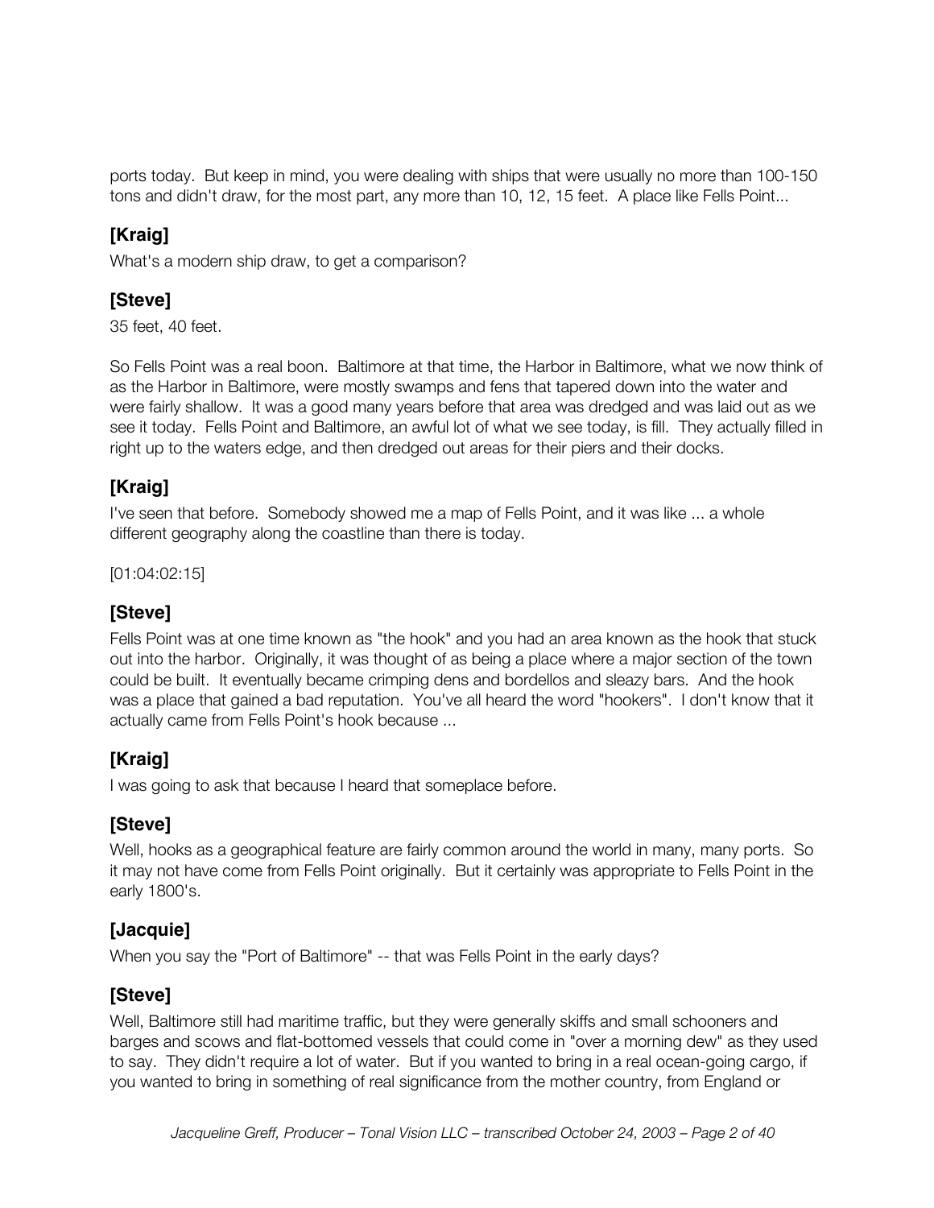ports today. But keep in mind, you were dealing with ships that were usually no more than 100-150 tons and didn't draw, for the most part, any more than 10, 12, 15 feet. A place like Fells Point...

## [Kraig]

What's a modern ship draw, to get a comparison?

## [Steve]

35 feet, 40 feet.

So Fells Point was a real boon. Baltimore at that time, the Harbor in Baltimore, what we now think of as the Harbor in Baltimore, were mostly swamps and fens that tapered down into the water and were fairly shallow. It was a good many years before that area was dredged and was laid out as we see it today. Fells Point and Baltimore, an awful lot of what we see today, is fill. They actually filled in right up to the waters edge, and then dredged out areas for their piers and their docks.

## [Kraig]

I've seen that before. Somebody showed me a map of Fells Point, and it was like ... a whole different geography along the coastline than there is today.

[01:04:02:15]

## [Steve]

Fells Point was at one time known as "the hook" and you had an area known as the hook that stuck out into the harbor. Originally, it was thought of as being a place where a major section of the town could be built. It eventually became crimping dens and bordellos and sleazy bars. And the hook was a place that gained a bad reputation. You've all heard the word "hookers". I don't know that it actually came from Fells Point's hook because ...

## [Kraig]

I was going to ask that because I heard that someplace before.

## [Steve]

Well, hooks as a geographical feature are fairly common around the world in many, many ports. So it may not have come from Fells Point originally. But it certainly was appropriate to Fells Point in the early 1800's.

## [Jacquie]

When you say the "Port of Baltimore" -- that was Fells Point in the early days?

## [Steve]

Well, Baltimore still had maritime traffic, but they were generally skiffs and small schooners and barges and scows and flat-bottomed vessels that could come in "over a morning dew" as they used to say. They didn't require a lot of water. But if you wanted to bring in a real ocean-going cargo, if you wanted to bring in something of real significance from the mother country, from England or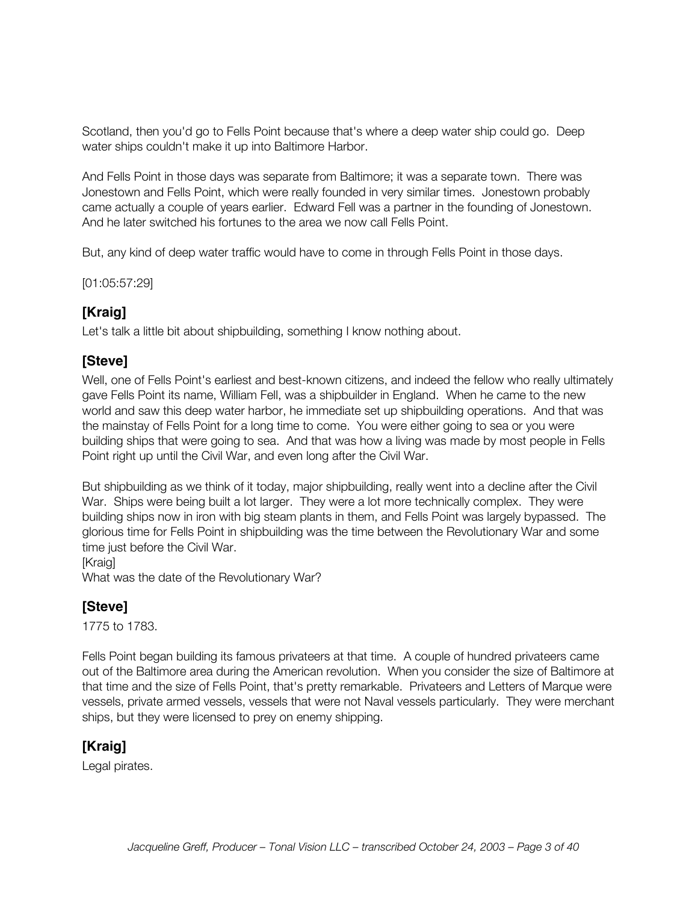Scotland, then you'd go to Fells Point because that's where a deep water ship could go. Deep water ships couldn't make it up into Baltimore Harbor.

And Fells Point in those days was separate from Baltimore; it was a separate town. There was Jonestown and Fells Point, which were really founded in very similar times. Jonestown probably came actually a couple of years earlier. Edward Fell was a partner in the founding of Jonestown. And he later switched his fortunes to the area we now call Fells Point.

But, any kind of deep water traffic would have to come in through Fells Point in those days.

[01:05:57:29]

## [Kraig]

Let's talk a little bit about shipbuilding, something I know nothing about.

## [Steve]

Well, one of Fells Point's earliest and best-known citizens, and indeed the fellow who really ultimately gave Fells Point its name, William Fell, was a shipbuilder in England. When he came to the new world and saw this deep water harbor, he immediate set up shipbuilding operations. And that was the mainstay of Fells Point for a long time to come. You were either going to sea or you were building ships that were going to sea. And that was how a living was made by most people in Fells Point right up until the Civil War, and even long after the Civil War.

But shipbuilding as we think of it today, major shipbuilding, really went into a decline after the Civil War. Ships were being built a lot larger. They were a lot more technically complex. They were building ships now in iron with big steam plants in them, and Fells Point was largely bypassed. The glorious time for Fells Point in shipbuilding was the time between the Revolutionary War and some time just before the Civil War.

[Kraig]

What was the date of the Revolutionary War?

## [Steve]

1775 to 1783.

Fells Point began building its famous privateers at that time. A couple of hundred privateers came out of the Baltimore area during the American revolution. When you consider the size of Baltimore at that time and the size of Fells Point, that's pretty remarkable. Privateers and Letters of Marque were vessels, private armed vessels, vessels that were not Naval vessels particularly. They were merchant ships, but they were licensed to prey on enemy shipping.

## [Kraig]

Legal pirates.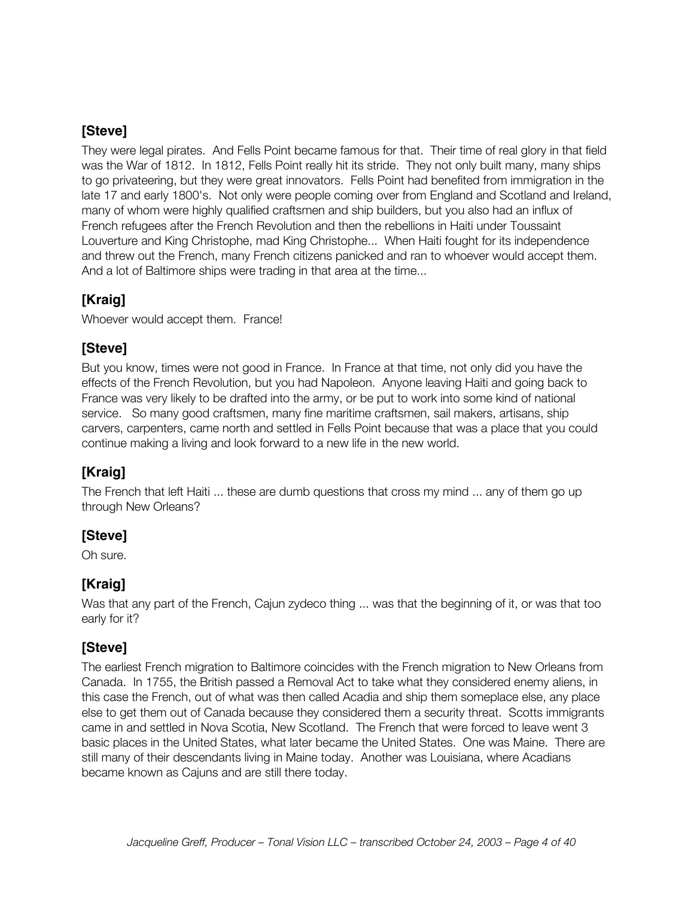### [Steve]

They were legal pirates. And Fells Point became famous for that. Their time of real glory in that field was the War of 1812. In 1812, Fells Point really hit its stride. They not only built many, many ships to go privateering, but they were great innovators. Fells Point had benefited from immigration in the late 17 and early 1800's. Not only were people coming over from England and Scotland and Ireland, many of whom were highly qualified craftsmen and ship builders, but you also had an influx of French refugees after the French Revolution and then the rebellions in Haiti under Toussaint Louverture and King Christophe, mad King Christophe... When Haiti fought for its independence and threw out the French, many French citizens panicked and ran to whoever would accept them. And a lot of Baltimore ships were trading in that area at the time...

### [Kraig]

Whoever would accept them. France!

### [Steve]

But you know, times were not good in France. In France at that time, not only did you have the effects of the French Revolution, but you had Napoleon. Anyone leaving Haiti and going back to France was very likely to be drafted into the army, or be put to work into some kind of national service. So many good craftsmen, many fine maritime craftsmen, sail makers, artisans, ship carvers, carpenters, came north and settled in Fells Point because that was a place that you could continue making a living and look forward to a new life in the new world.

### [Kraig]

The French that left Haiti ... these are dumb questions that cross my mind ... any of them go up through New Orleans?

### [Steve]

Oh sure.

### [Kraig]

Was that any part of the French, Cajun zydeco thing ... was that the beginning of it, or was that too early for it?

### [Steve]

The earliest French migration to Baltimore coincides with the French migration to New Orleans from Canada. In 1755, the British passed a Removal Act to take what they considered enemy aliens, in this case the French, out of what was then called Acadia and ship them someplace else, any place else to get them out of Canada because they considered them a security threat. Scotts immigrants came in and settled in Nova Scotia, New Scotland. The French that were forced to leave went 3 basic places in the United States, what later became the United States. One was Maine. There are still many of their descendants living in Maine today. Another was Louisiana, where Acadians became known as Cajuns and are still there today.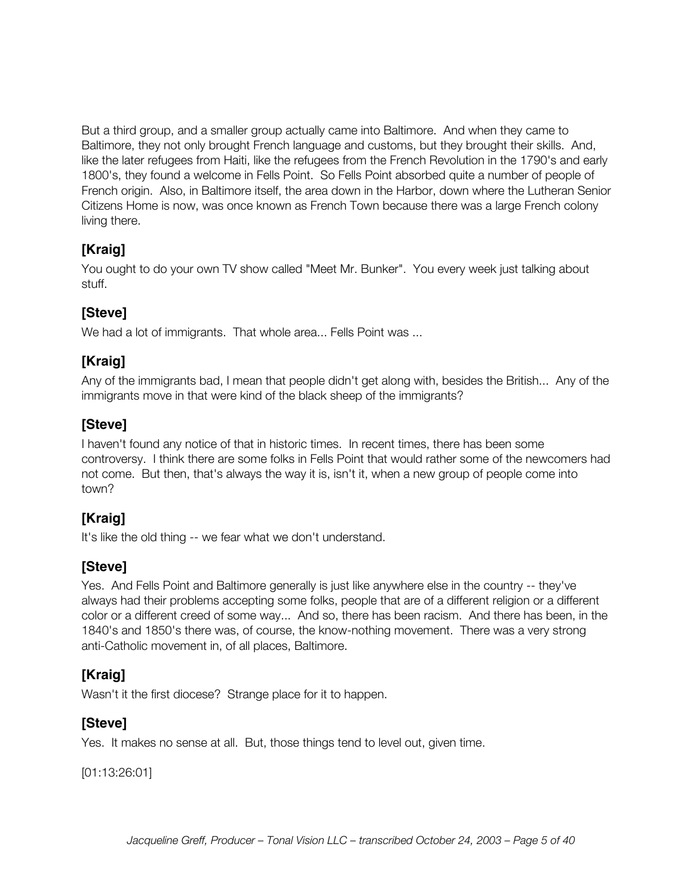But a third group, and a smaller group actually came into Baltimore. And when they came to Baltimore, they not only brought French language and customs, but they brought their skills. And, like the later refugees from Haiti, like the refugees from the French Revolution in the 1790's and early 1800's, they found a welcome in Fells Point. So Fells Point absorbed quite a number of people of French origin. Also, in Baltimore itself, the area down in the Harbor, down where the Lutheran Senior Citizens Home is now, was once known as French Town because there was a large French colony living there.

### [Kraig]

You ought to do your own TV show called "Meet Mr. Bunker". You every week just talking about stuff.

### [Steve]

We had a lot of immigrants. That whole area... Fells Point was ...

### [Kraig]

Any of the immigrants bad, I mean that people didn't get along with, besides the British... Any of the immigrants move in that were kind of the black sheep of the immigrants?

### [Steve]

I haven't found any notice of that in historic times. In recent times, there has been some controversy. I think there are some folks in Fells Point that would rather some of the newcomers had not come. But then, that's always the way it is, isn't it, when a new group of people come into town?

### [Kraig]

It's like the old thing -- we fear what we don't understand.

### [Steve]

Yes. And Fells Point and Baltimore generally is just like anywhere else in the country -- they've always had their problems accepting some folks, people that are of a different religion or a different color or a different creed of some way... And so, there has been racism. And there has been, in the 1840's and 1850's there was, of course, the know-nothing movement. There was a very strong anti-Catholic movement in, of all places, Baltimore.

### [Kraig]

Wasn't it the first diocese? Strange place for it to happen.

### [Steve]

Yes. It makes no sense at all. But, those things tend to level out, given time.

[01:13:26:01]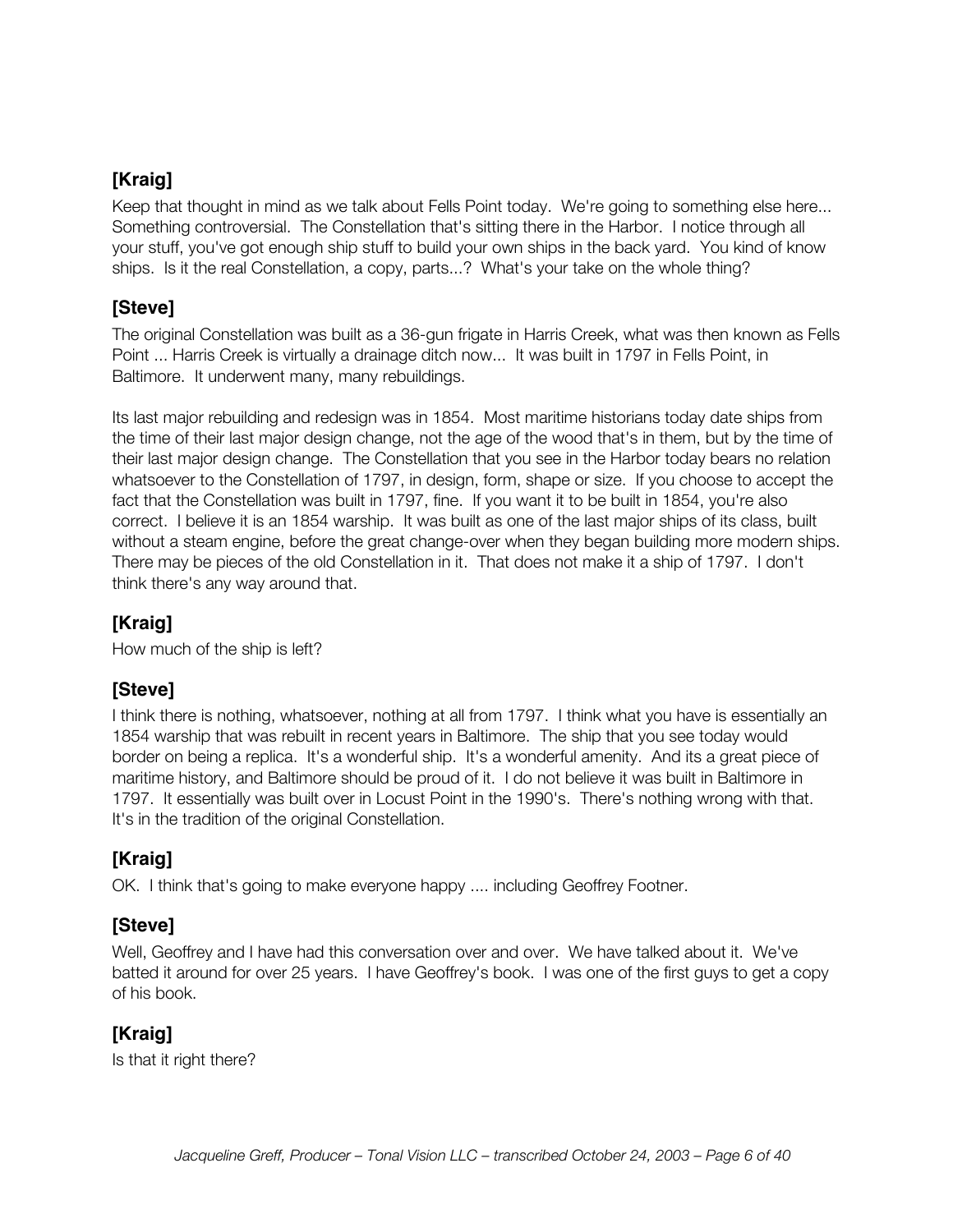### [Kraig]

Keep that thought in mind as we talk about Fells Point today. We're going to something else here... Something controversial. The Constellation that's sitting there in the Harbor. I notice through all your stuff, you've got enough ship stuff to build your own ships in the back yard. You kind of know ships. Is it the real Constellation, a copy, parts...? What's your take on the whole thing?

### [Steve]

The original Constellation was built as a 36-gun frigate in Harris Creek, what was then known as Fells Point ... Harris Creek is virtually a drainage ditch now... It was built in 1797 in Fells Point, in Baltimore. It underwent many, many rebuildings.

Its last major rebuilding and redesign was in 1854. Most maritime historians today date ships from the time of their last major design change, not the age of the wood that's in them, but by the time of their last major design change. The Constellation that you see in the Harbor today bears no relation whatsoever to the Constellation of 1797, in design, form, shape or size. If you choose to accept the fact that the Constellation was built in 1797, fine. If you want it to be built in 1854, you're also correct. I believe it is an 1854 warship. It was built as one of the last major ships of its class, built without a steam engine, before the great change-over when they began building more modern ships. There may be pieces of the old Constellation in it. That does not make it a ship of 1797. I don't think there's any way around that.

### [Kraig]

How much of the ship is left?

### [Steve]

I think there is nothing, whatsoever, nothing at all from 1797. I think what you have is essentially an 1854 warship that was rebuilt in recent years in Baltimore. The ship that you see today would border on being a replica. It's a wonderful ship. It's a wonderful amenity. And its a great piece of maritime history, and Baltimore should be proud of it. I do not believe it was built in Baltimore in 1797. It essentially was built over in Locust Point in the 1990's. There's nothing wrong with that. It's in the tradition of the original Constellation.

### [Kraig]

OK. I think that's going to make everyone happy .... including Geoffrey Footner.

### [Steve]

Well, Geoffrey and I have had this conversation over and over. We have talked about it. We've batted it around for over 25 years. I have Geoffrey's book. I was one of the first guys to get a copy of his book.

### [Kraig]

Is that it right there?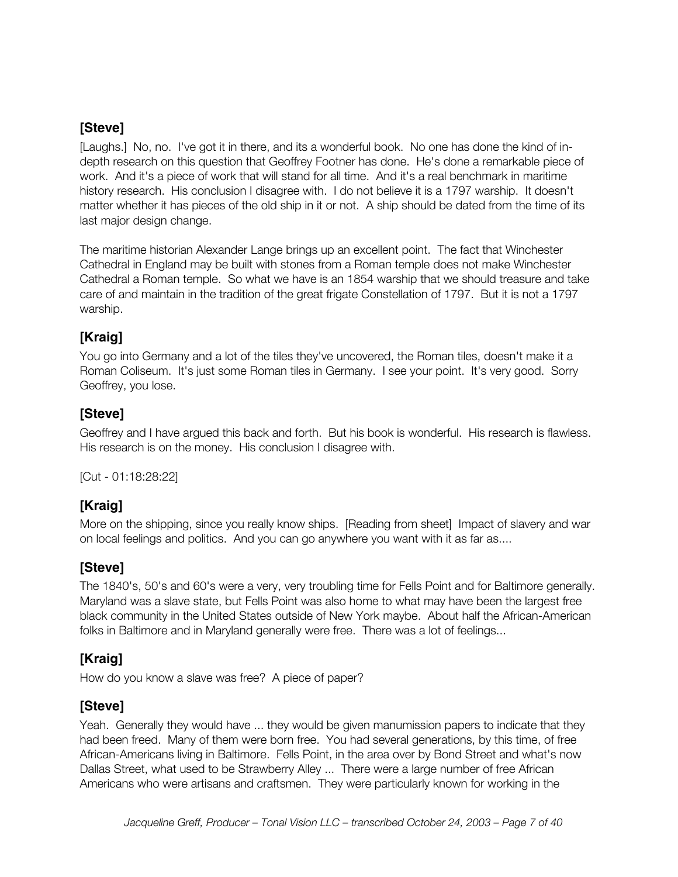### [Steve]

[Laughs.] No, no. I've got it in there, and its a wonderful book. No one has done the kind of in-depth research on this question that Geoffrey Footner has done. He's done a remarkable piece of work. And it's a piece of work that will stand for all time. And it's a real benchmark in maritime history research. His conclusion I disagree with. I do not believe it is a 1797 warship. It doesn't matter whether it has pieces of the old ship in it or not. A ship should be dated from the time of its last major design change.

The maritime historian Alexander Lange brings up an excellent point. The fact that Winchester Cathedral in England may be built with stones from a Roman temple does not make Winchester Cathedral a Roman temple. So what we have is an 1854 warship that we should treasure and take care of and maintain in the tradition of the great frigate Constellation of 1797. But it is not a 1797 warship.

### [Kraig]

You go into Germany and a lot of the tiles they've uncovered, the Roman tiles, doesn't make it a Roman Coliseum. It's just some Roman tiles in Germany. I see your point. It's very good. Sorry Geoffrey, you lose.

### [Steve]

Geoffrey and I have argued this back and forth. But his book is wonderful. His research is flawless. His research is on the money. His conclusion I disagree with.

[Cut - 01:18:28:22]

### [Kraig]

More on the shipping, since you really know ships. [Reading from sheet] Impact of slavery and war on local feelings and politics. And you can go anywhere you want with it as far as....

### [Steve]

The 1840's, 50's and 60's were a very, very troubling time for Fells Point and for Baltimore generally. Maryland was a slave state, but Fells Point was also home to what may have been the largest free black community in the United States outside of New York maybe. About half the African-American folks in Baltimore and in Maryland generally were free. There was a lot of feelings...

### [Kraig]

How do you know a slave was free? A piece of paper?

### [Steve]

Yeah. Generally they would have ... they would be given manumission papers to indicate that they had been freed. Many of them were born free. You had several generations, by this time, of free African-Americans living in Baltimore. Fells Point, in the area over by Bond Street and what's now Dallas Street, what used to be Strawberry Alley ... There were a large number of free African Americans who were artisans and craftsmen. They were particularly known for working in the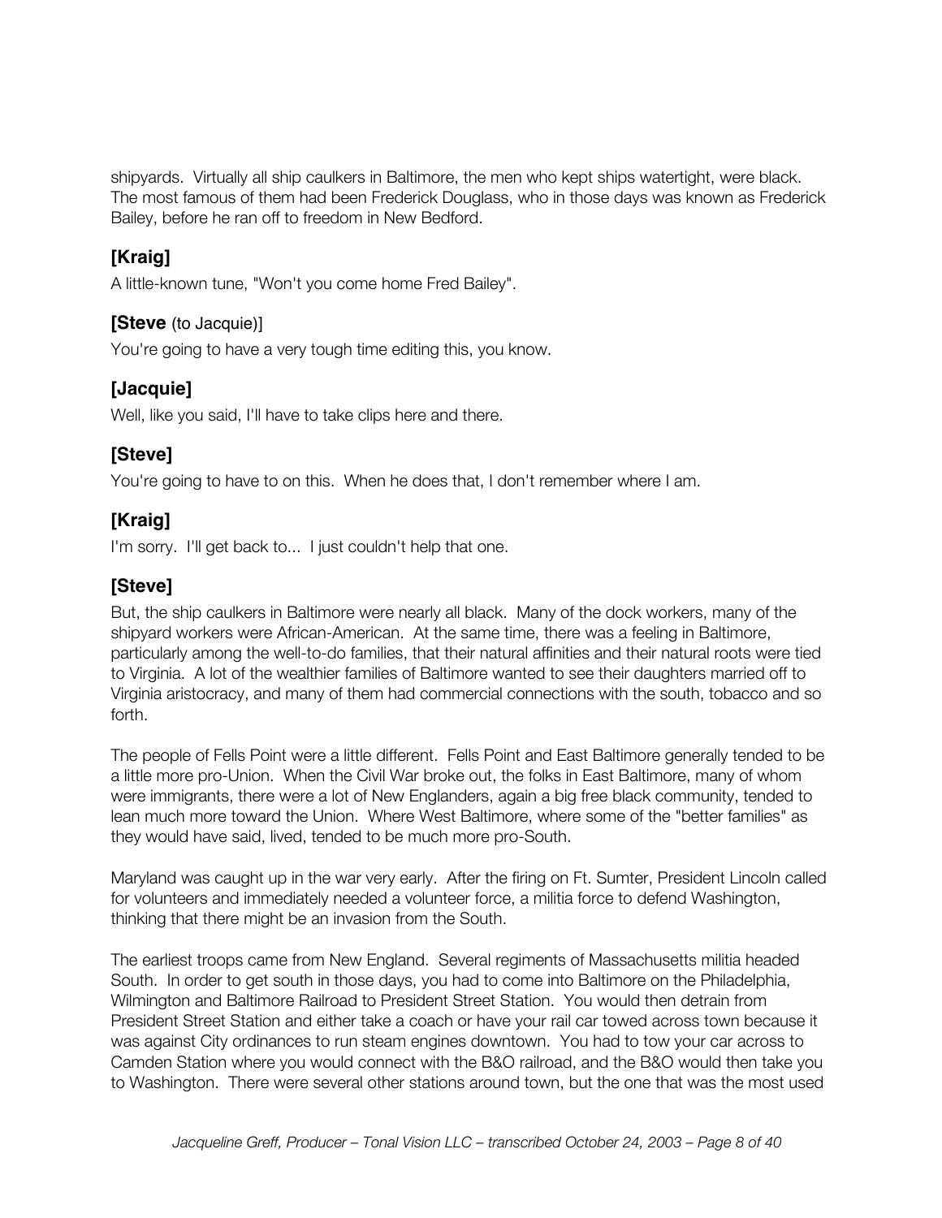shipyards. Virtually all ship caulkers in Baltimore, the men who kept ships watertight, were black. The most famous of them had been Frederick Douglass, who in those days was known as Frederick Bailey, before he ran off to freedom in New Bedford.

## [Kraig]

A little-known tune, "Won't you come home Fred Bailey".

## [Steve (to Jacquie)]

You're going to have a very tough time editing this, you know.

## [Jacquie]

Well, like you said, I'll have to take clips here and there.

## [Steve]

You're going to have to on this. When he does that, I don't remember where I am.

## [Kraig]

I'm sorry. I'll get back to... I just couldn't help that one.

## [Steve]

But, the ship caulkers in Baltimore were nearly all black. Many of the dock workers, many of the shipyard workers were African-American. At the same time, there was a feeling in Baltimore, particularly among the well-to-do families, that their natural affinities and their natural roots were tied to Virginia. A lot of the wealthier families of Baltimore wanted to see their daughters married off to Virginia aristocracy, and many of them had commercial connections with the south, tobacco and so forth.

The people of Fells Point were a little different. Fells Point and East Baltimore generally tended to be a little more pro-Union. When the Civil War broke out, the folks in East Baltimore, many of whom were immigrants, there were a lot of New Englanders, again a big free black community, tended to lean much more toward the Union. Where West Baltimore, where some of the "better families" as they would have said, lived, tended to be much more pro-South.

Maryland was caught up in the war very early. After the firing on Ft. Sumter, President Lincoln called for volunteers and immediately needed a volunteer force, a militia force to defend Washington, thinking that there might be an invasion from the South.

The earliest troops came from New England. Several regiments of Massachusetts militia headed South. In order to get south in those days, you had to come into Baltimore on the Philadelphia, Wilmington and Baltimore Railroad to President Street Station. You would then detrain from President Street Station and either take a coach or have your rail car towed across town because it was against City ordinances to run steam engines downtown. You had to tow your car across to Camden Station where you would connect with the B&O railroad, and the B&O would then take you to Washington. There were several other stations around town, but the one that was the most used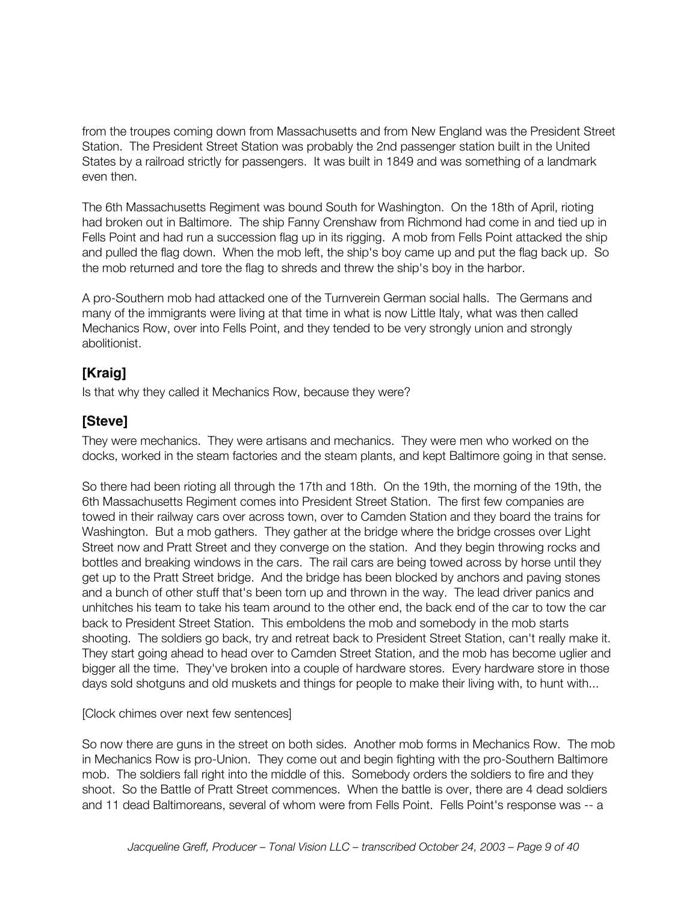from the troupes coming down from Massachusetts and from New England was the President Street Station. The President Street Station was probably the 2nd passenger station built in the United States by a railroad strictly for passengers. It was built in 1849 and was something of a landmark even then.

The 6th Massachusetts Regiment was bound South for Washington. On the 18th of April, rioting had broken out in Baltimore. The ship Fanny Crenshaw from Richmond had come in and tied up in Fells Point and had run a succession flag up in its rigging. A mob from Fells Point attacked the ship and pulled the flag down. When the mob left, the ship's boy came up and put the flag back up. So the mob returned and tore the flag to shreds and threw the ship's boy in the harbor.

A pro-Southern mob had attacked one of the Turnverein German social halls. The Germans and many of the immigrants were living at that time in what is now Little Italy, what was then called Mechanics Row, over into Fells Point, and they tended to be very strongly union and strongly abolitionist.

## [Kraig]

Is that why they called it Mechanics Row, because they were?

## [Steve]

They were mechanics. They were artisans and mechanics. They were men who worked on the docks, worked in the steam factories and the steam plants, and kept Baltimore going in that sense.

So there had been rioting all through the 17th and 18th. On the 19th, the morning of the 19th, the 6th Massachusetts Regiment comes into President Street Station. The first few companies are towed in their railway cars over across town, over to Camden Station and they board the trains for Washington. But a mob gathers. They gather at the bridge where the bridge crosses over Light Street now and Pratt Street and they converge on the station. And they begin throwing rocks and bottles and breaking windows in the cars. The rail cars are being towed across by horse until they get up to the Pratt Street bridge. And the bridge has been blocked by anchors and paving stones and a bunch of other stuff that's been torn up and thrown in the way. The lead driver panics and unhitches his team to take his team around to the other end, the back end of the car to tow the car back to President Street Station. This emboldens the mob and somebody in the mob starts shooting. The soldiers go back, try and retreat back to President Street Station, can't really make it. They start going ahead to head over to Camden Street Station, and the mob has become uglier and bigger all the time. They've broken into a couple of hardware stores. Every hardware store in those days sold shotguns and old muskets and things for people to make their living with, to hunt with...

[Clock chimes over next few sentences]

So now there are guns in the street on both sides. Another mob forms in Mechanics Row. The mob in Mechanics Row is pro-Union. They come out and begin fighting with the pro-Southern Baltimore mob. The soldiers fall right into the middle of this. Somebody orders the soldiers to fire and they shoot. So the Battle of Pratt Street commences. When the battle is over, there are 4 dead soldiers and 11 dead Baltimoreans, several of whom were from Fells Point. Fells Point's response was -- a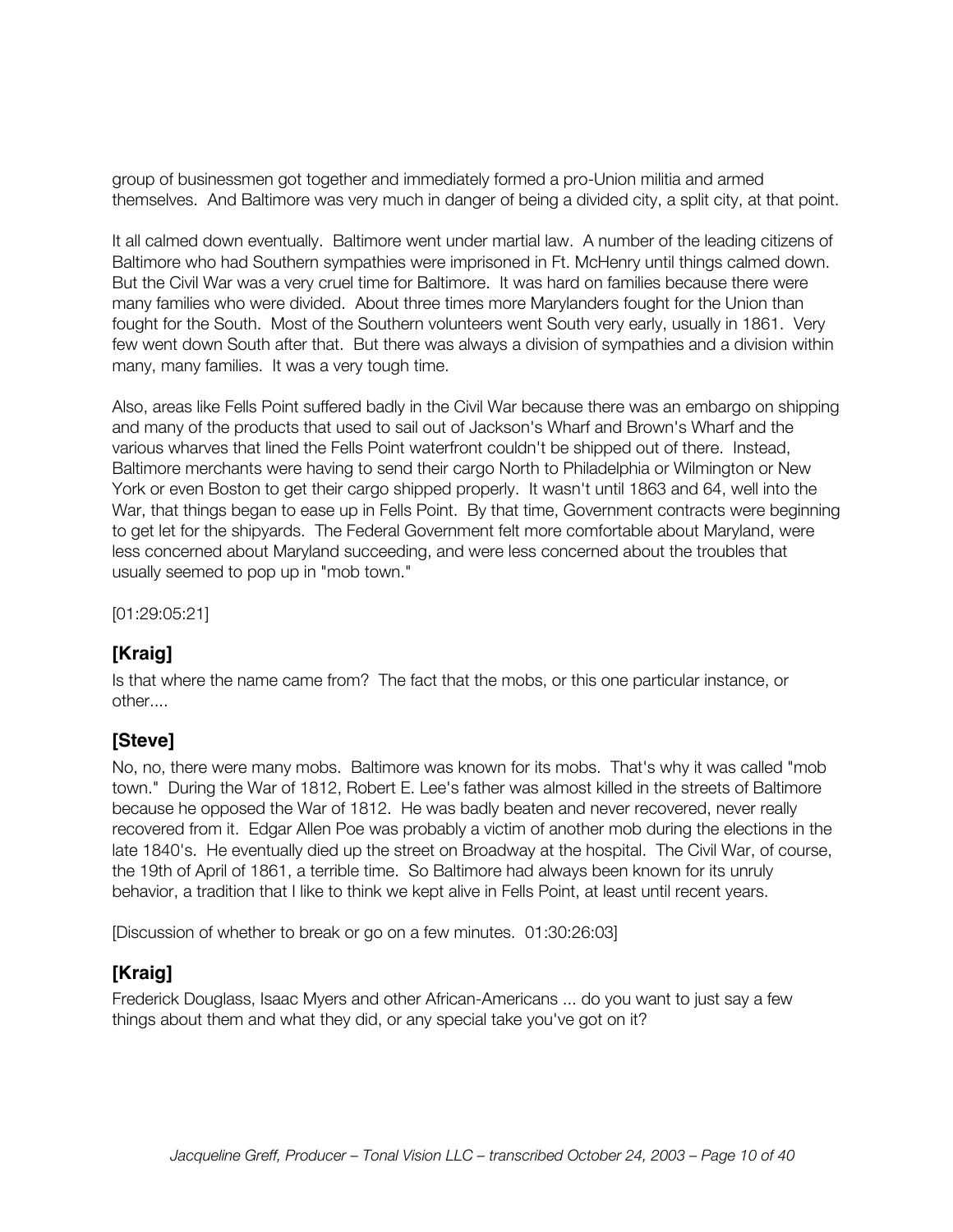group of businessmen got together and immediately formed a pro-Union militia and armed themselves. And Baltimore was very much in danger of being a divided city, a split city, at that point.

It all calmed down eventually. Baltimore went under martial law. A number of the leading citizens of Baltimore who had Southern sympathies were imprisoned in Ft. McHenry until things calmed down. But the Civil War was a very cruel time for Baltimore. It was hard on families because there were many families who were divided. About three times more Marylanders fought for the Union than fought for the South. Most of the Southern volunteers went South very early, usually in 1861. Very few went down South after that. But there was always a division of sympathies and a division within many, many families. It was a very tough time.

Also, areas like Fells Point suffered badly in the Civil War because there was an embargo on shipping and many of the products that used to sail out of Jackson's Wharf and Brown's Wharf and the various wharves that lined the Fells Point waterfront couldn't be shipped out of there. Instead, Baltimore merchants were having to send their cargo North to Philadelphia or Wilmington or New York or even Boston to get their cargo shipped properly. It wasn't until 1863 and 64, well into the War, that things began to ease up in Fells Point. By that time, Government contracts were beginning to get let for the shipyards. The Federal Government felt more comfortable about Maryland, were less concerned about Maryland succeeding, and were less concerned about the troubles that usually seemed to pop up in "mob town."

[01:29:05:21]

## [Kraig]

Is that where the name came from? The fact that the mobs, or this one particular instance, or other....

## [Steve]

No, no, there were many mobs. Baltimore was known for its mobs. That's why it was called "mob town." During the War of 1812, Robert E. Lee's father was almost killed in the streets of Baltimore because he opposed the War of 1812. He was badly beaten and never recovered, never really recovered from it. Edgar Allen Poe was probably a victim of another mob during the elections in the late 1840's. He eventually died up the street on Broadway at the hospital. The Civil War, of course, the 19th of April of 1861, a terrible time. So Baltimore had always been known for its unruly behavior, a tradition that I like to think we kept alive in Fells Point, at least until recent years.

[Discussion of whether to break or go on a few minutes. 01:30:26:03]

## [Kraig]

Frederick Douglass, Isaac Myers and other African-Americans ... do you want to just say a few things about them and what they did, or any special take you've got on it?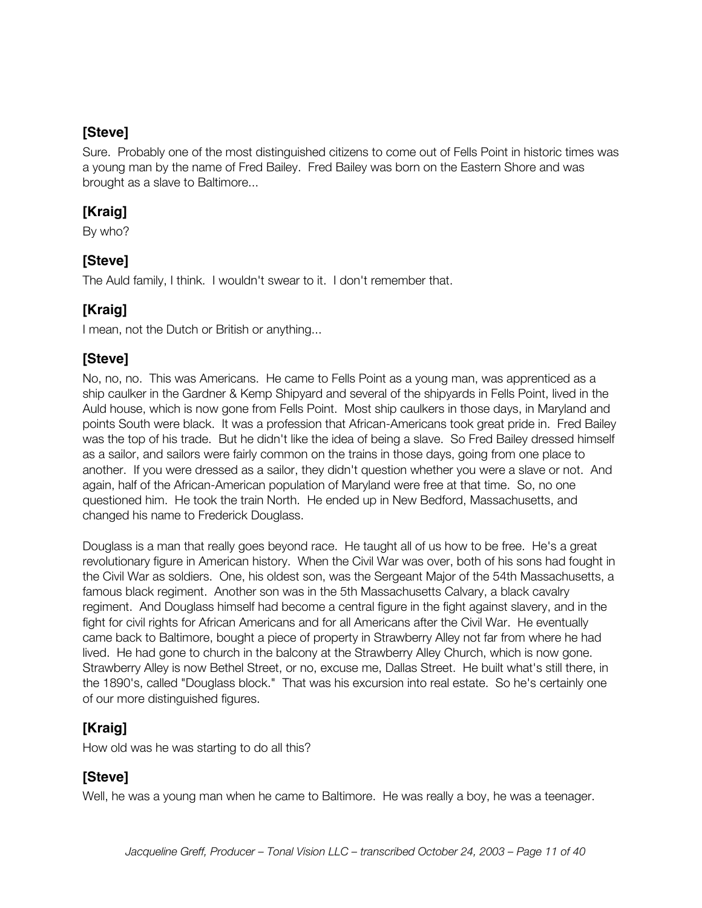**[Steve]**

Sure. Probably one of the most distinguished citizens to come out of Fells Point in historic times was a young man by the name of Fred Bailey. Fred Bailey was born on the Eastern Shore and was brought as a slave to Baltimore...

**[Kraig]**

By who?

**[Steve]**

The Auld family, I think. I wouldn't swear to it. I don't remember that.

**[Kraig]**

I mean, not the Dutch or British or anything...

**[Steve]**

No, no, no. This was Americans. He came to Fells Point as a young man, was apprenticed as a ship caulker in the Gardner & Kemp Shipyard and several of the shipyards in Fells Point, lived in the Auld house, which is now gone from Fells Point. Most ship caulkers in those days, in Maryland and points South were black. It was a profession that African-Americans took great pride in. Fred Bailey was the top of his trade. But he didn't like the idea of being a slave. So Fred Bailey dressed himself as a sailor, and sailors were fairly common on the trains in those days, going from one place to another. If you were dressed as a sailor, they didn't question whether you were a slave or not. And again, half of the African-American population of Maryland were free at that time. So, no one questioned him. He took the train North. He ended up in New Bedford, Massachusetts, and changed his name to Frederick Douglass.

Douglass is a man that really goes beyond race. He taught all of us how to be free. He's a great revolutionary figure in American history. When the Civil War was over, both of his sons had fought in the Civil War as soldiers. One, his oldest son, was the Sergeant Major of the 54th Massachusetts, a famous black regiment. Another son was in the 5th Massachusetts Calvary, a black cavalry regiment. And Douglass himself had become a central figure in the fight against slavery, and in the fight for civil rights for African Americans and for all Americans after the Civil War. He eventually came back to Baltimore, bought a piece of property in Strawberry Alley not far from where he had lived. He had gone to church in the balcony at the Strawberry Alley Church, which is now gone. Strawberry Alley is now Bethel Street, or no, excuse me, Dallas Street. He built what's still there, in the 1890's, called "Douglass block." That was his excursion into real estate. So he's certainly one of our more distinguished figures.

**[Kraig]**

How old was he was starting to do all this?

**[Steve]**

Well, he was a young man when he came to Baltimore. He was really a boy, he was a teenager.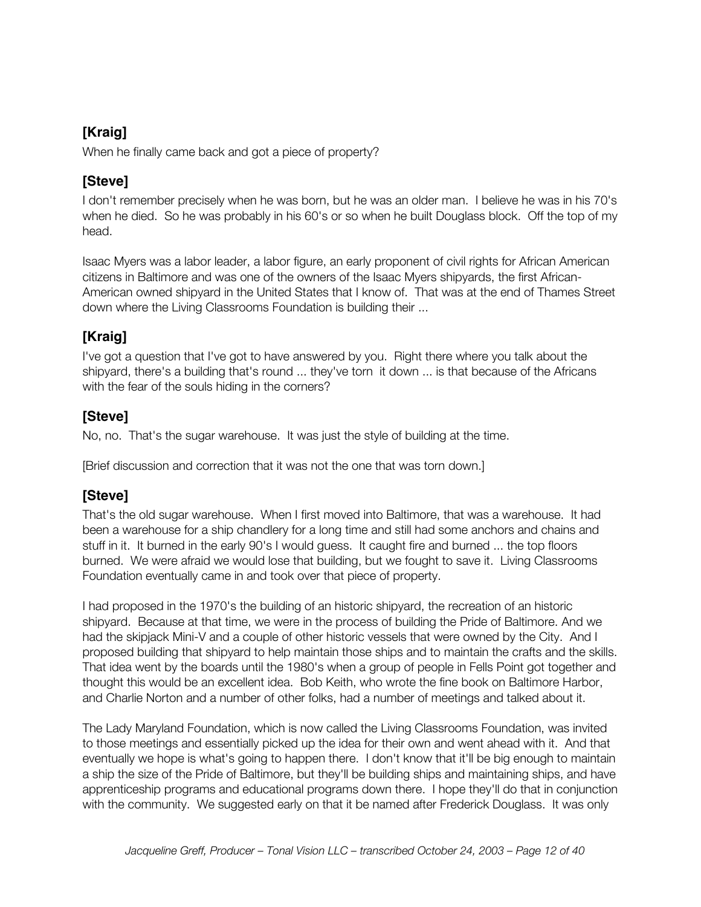## [Kraig]

When he finally came back and got a piece of property?

## [Steve]

I don't remember precisely when he was born, but he was an older man. I believe he was in his 70's when he died. So he was probably in his 60's or so when he built Douglass block. Off the top of my head.

Isaac Myers was a labor leader, a labor figure, an early proponent of civil rights for African American citizens in Baltimore and was one of the owners of the Isaac Myers shipyards, the first African-American owned shipyard in the United States that I know of. That was at the end of Thames Street down where the Living Classrooms Foundation is building their ...

## [Kraig]

I've got a question that I've got to have answered by you. Right there where you talk about the shipyard, there's a building that's round ... they've torn it down ... is that because of the Africans with the fear of the souls hiding in the corners?

## [Steve]

No, no. That's the sugar warehouse. It was just the style of building at the time.

[Brief discussion and correction that it was not the one that was torn down.]

## [Steve]

That's the old sugar warehouse. When I first moved into Baltimore, that was a warehouse. It had been a warehouse for a ship chandlery for a long time and still had some anchors and chains and stuff in it. It burned in the early 90's I would guess. It caught fire and burned ... the top floors burned. We were afraid we would lose that building, but we fought to save it. Living Classrooms Foundation eventually came in and took over that piece of property.

I had proposed in the 1970's the building of an historic shipyard, the recreation of an historic shipyard. Because at that time, we were in the process of building the Pride of Baltimore. And we had the skipjack Mini-V and a couple of other historic vessels that were owned by the City. And I proposed building that shipyard to help maintain those ships and to maintain the crafts and the skills. That idea went by the boards until the 1980's when a group of people in Fells Point got together and thought this would be an excellent idea. Bob Keith, who wrote the fine book on Baltimore Harbor, and Charlie Norton and a number of other folks, had a number of meetings and talked about it.

The Lady Maryland Foundation, which is now called the Living Classrooms Foundation, was invited to those meetings and essentially picked up the idea for their own and went ahead with it. And that eventually we hope is what's going to happen there. I don't know that it'll be big enough to maintain a ship the size of the Pride of Baltimore, but they'll be building ships and maintaining ships, and have apprenticeship programs and educational programs down there. I hope they'll do that in conjunction with the community. We suggested early on that it be named after Frederick Douglass. It was only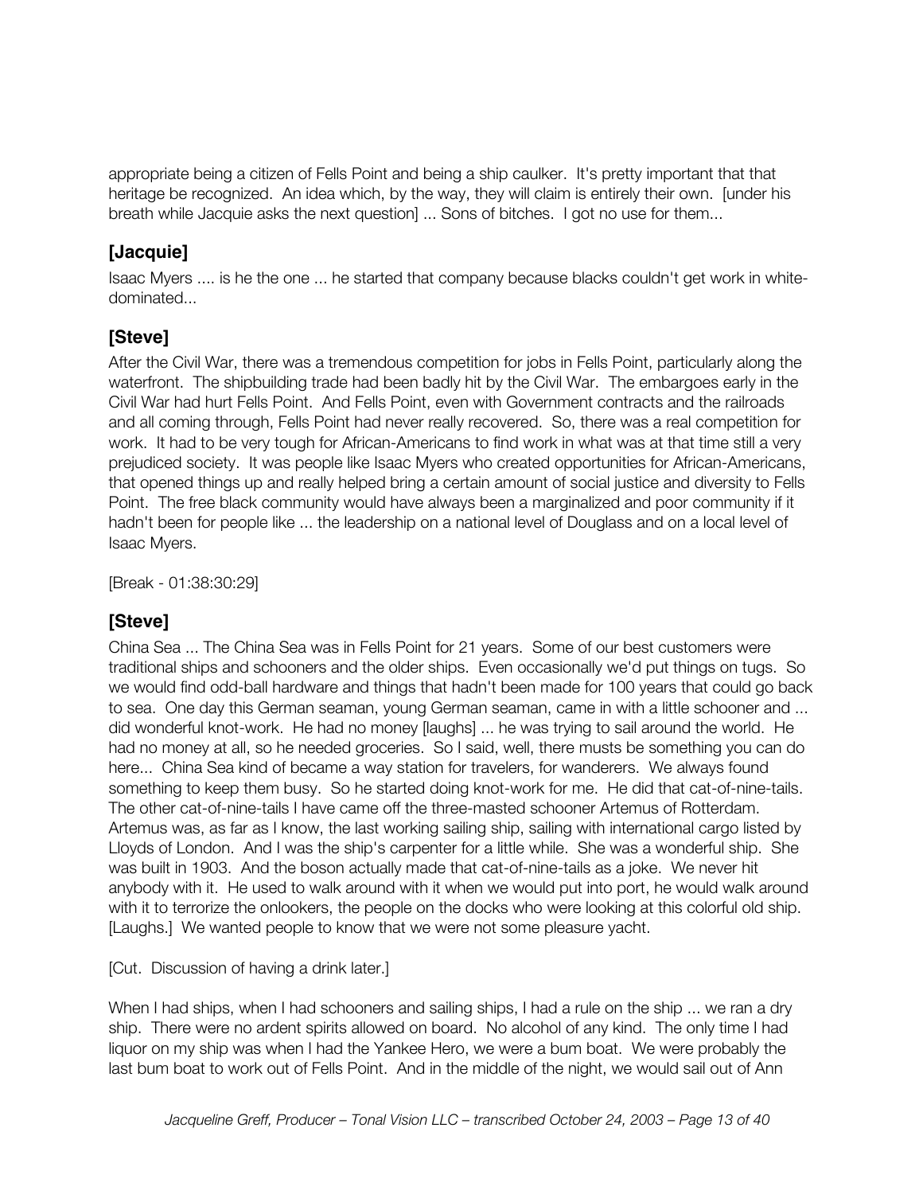appropriate being a citizen of Fells Point and being a ship caulker. It's pretty important that that heritage be recognized. An idea which, by the way, they will claim is entirely their own. [under his breath while Jacquie asks the next question] ... Sons of bitches. I got no use for them...

## [Jacquie]

Isaac Myers .... is he the one ... he started that company because blacks couldn't get work in white-dominated...

## [Steve]

After the Civil War, there was a tremendous competition for jobs in Fells Point, particularly along the waterfront. The shipbuilding trade had been badly hit by the Civil War. The embargoes early in the Civil War had hurt Fells Point. And Fells Point, even with Government contracts and the railroads and all coming through, Fells Point had never really recovered. So, there was a real competition for work. It had to be very tough for African-Americans to find work in what was at that time still a very prejudiced society. It was people like Isaac Myers who created opportunities for African-Americans, that opened things up and really helped bring a certain amount of social justice and diversity to Fells Point. The free black community would have always been a marginalized and poor community if it hadn't been for people like ... the leadership on a national level of Douglass and on a local level of Isaac Myers.

[Break - 01:38:30:29]

## [Steve]

China Sea ... The China Sea was in Fells Point for 21 years. Some of our best customers were traditional ships and schooners and the older ships. Even occasionally we'd put things on tugs. So we would find odd-ball hardware and things that hadn't been made for 100 years that could go back to sea. One day this German seaman, young German seaman, came in with a little schooner and ... did wonderful knot-work. He had no money [laughs] ... he was trying to sail around the world. He had no money at all, so he needed groceries. So I said, well, there musts be something you can do here... China Sea kind of became a way station for travelers, for wanderers. We always found something to keep them busy. So he started doing knot-work for me. He did that cat-of-nine-tails. The other cat-of-nine-tails I have came off the three-masted schooner Artemus of Rotterdam. Artemus was, as far as I know, the last working sailing ship, sailing with international cargo listed by Lloyds of London. And I was the ship's carpenter for a little while. She was a wonderful ship. She was built in 1903. And the boson actually made that cat-of-nine-tails as a joke. We never hit anybody with it. He used to walk around with it when we would put into port, he would walk around with it to terrorize the onlookers, the people on the docks who were looking at this colorful old ship. [Laughs.] We wanted people to know that we were not some pleasure yacht.

[Cut. Discussion of having a drink later.]

When I had ships, when I had schooners and sailing ships, I had a rule on the ship ... we ran a dry ship. There were no ardent spirits allowed on board. No alcohol of any kind. The only time I had liquor on my ship was when I had the Yankee Hero, we were a bum boat. We were probably the last bum boat to work out of Fells Point. And in the middle of the night, we would sail out of Ann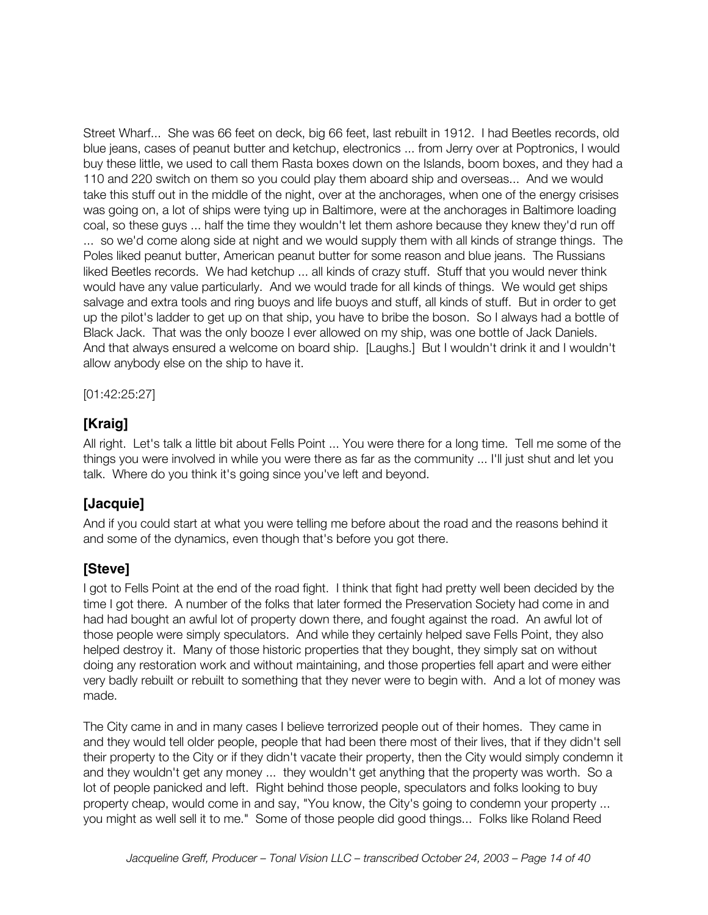Street Wharf... She was 66 feet on deck, big 66 feet, last rebuilt in 1912. I had Beetles records, old blue jeans, cases of peanut butter and ketchup, electronics ... from Jerry over at Poptronics, I would buy these little, we used to call them Rasta boxes down on the Islands, boom boxes, and they had a 110 and 220 switch on them so you could play them aboard ship and overseas... And we would take this stuff out in the middle of the night, over at the anchorages, when one of the energy crisises was going on, a lot of ships were tying up in Baltimore, were at the anchorages in Baltimore loading coal, so these guys ... half the time they wouldn't let them ashore because they knew they'd run off ... so we'd come along side at night and we would supply them with all kinds of strange things. The Poles liked peanut butter, American peanut butter for some reason and blue jeans. The Russians liked Beetles records. We had ketchup ... all kinds of crazy stuff. Stuff that you would never think would have any value particularly. And we would trade for all kinds of things. We would get ships salvage and extra tools and ring buoys and life buoys and stuff, all kinds of stuff. But in order to get up the pilot's ladder to get up on that ship, you have to bribe the boson. So I always had a bottle of Black Jack. That was the only booze I ever allowed on my ship, was one bottle of Jack Daniels. And that always ensured a welcome on board ship. [Laughs.] But I wouldn't drink it and I wouldn't allow anybody else on the ship to have it.

[01:42:25:27]

## [Kraig]

All right. Let's talk a little bit about Fells Point ... You were there for a long time. Tell me some of the things you were involved in while you were there as far as the community ... I'll just shut and let you talk. Where do you think it's going since you've left and beyond.

## [Jacquie]

And if you could start at what you were telling me before about the road and the reasons behind it and some of the dynamics, even though that's before you got there.

## [Steve]

I got to Fells Point at the end of the road fight. I think that fight had pretty well been decided by the time I got there. A number of the folks that later formed the Preservation Society had come in and had had bought an awful lot of property down there, and fought against the road. An awful lot of those people were simply speculators. And while they certainly helped save Fells Point, they also helped destroy it. Many of those historic properties that they bought, they simply sat on without doing any restoration work and without maintaining, and those properties fell apart and were either very badly rebuilt or rebuilt to something that they never were to begin with. And a lot of money was made.

The City came in and in many cases I believe terrorized people out of their homes. They came in and they would tell older people, people that had been there most of their lives, that if they didn't sell their property to the City or if they didn't vacate their property, then the City would simply condemn it and they wouldn't get any money ... they wouldn't get anything that the property was worth. So a lot of people panicked and left. Right behind those people, speculators and folks looking to buy property cheap, would come in and say, "You know, the City's going to condemn your property ... you might as well sell it to me." Some of those people did good things... Folks like Roland Reed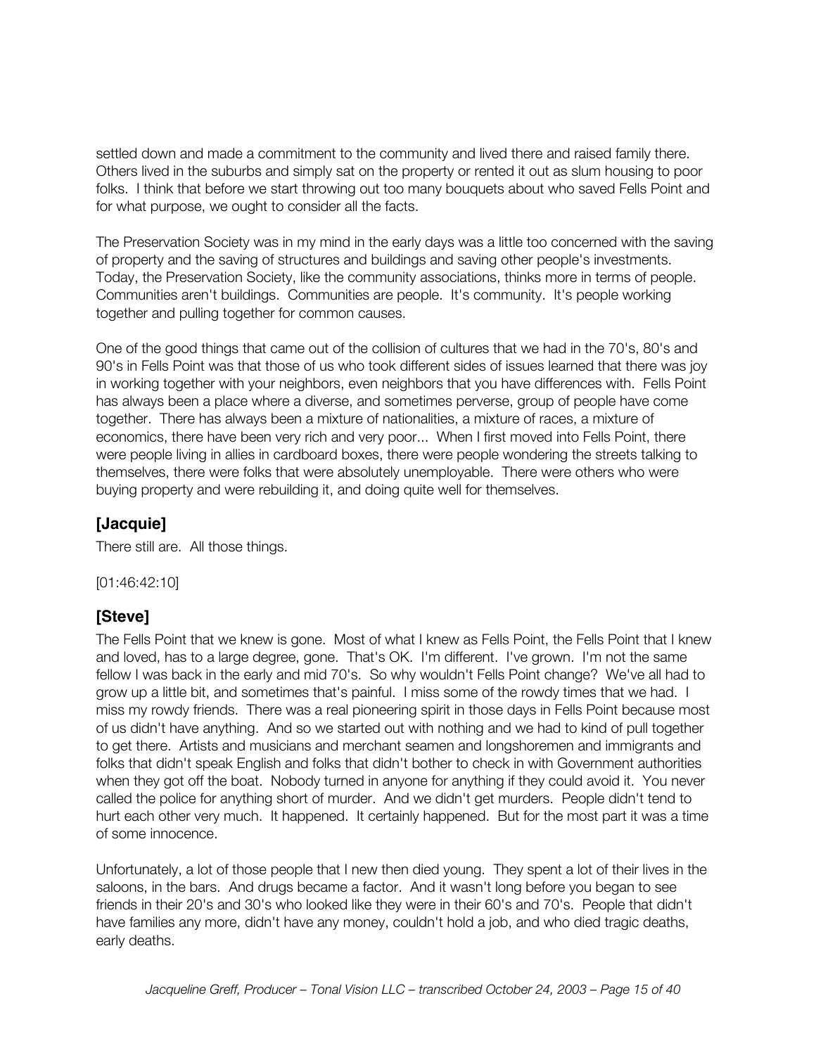settled down and made a commitment to the community and lived there and raised family there. Others lived in the suburbs and simply sat on the property or rented it out as slum housing to poor folks. I think that before we start throwing out too many bouquets about who saved Fells Point and for what purpose, we ought to consider all the facts.

The Preservation Society was in my mind in the early days was a little too concerned with the saving of property and the saving of structures and buildings and saving other people's investments. Today, the Preservation Society, like the community associations, thinks more in terms of people. Communities aren't buildings. Communities are people. It's community. It's people working together and pulling together for common causes.

One of the good things that came out of the collision of cultures that we had in the 70's, 80's and 90's in Fells Point was that those of us who took different sides of issues learned that there was joy in working together with your neighbors, even neighbors that you have differences with. Fells Point has always been a place where a diverse, and sometimes perverse, group of people have come together. There has always been a mixture of nationalities, a mixture of races, a mixture of economics, there have been very rich and very poor... When I first moved into Fells Point, there were people living in allies in cardboard boxes, there were people wondering the streets talking to themselves, there were folks that were absolutely unemployable. There were others who were buying property and were rebuilding it, and doing quite well for themselves.

## [Jacquie]

There still are. All those things.

[01:46:42:10]

## [Steve]

The Fells Point that we knew is gone. Most of what I knew as Fells Point, the Fells Point that I knew and loved, has to a large degree, gone. That's OK. I'm different. I've grown. I'm not the same fellow I was back in the early and mid 70's. So why wouldn't Fells Point change? We've all had to grow up a little bit, and sometimes that's painful. I miss some of the rowdy times that we had. I miss my rowdy friends. There was a real pioneering spirit in those days in Fells Point because most of us didn't have anything. And so we started out with nothing and we had to kind of pull together to get there. Artists and musicians and merchant seamen and longshoremen and immigrants and folks that didn't speak English and folks that didn't bother to check in with Government authorities when they got off the boat. Nobody turned in anyone for anything if they could avoid it. You never called the police for anything short of murder. And we didn't get murders. People didn't tend to hurt each other very much. It happened. It certainly happened. But for the most part it was a time of some innocence.

Unfortunately, a lot of those people that I new then died young. They spent a lot of their lives in the saloons, in the bars. And drugs became a factor. And it wasn't long before you began to see friends in their 20's and 30's who looked like they were in their 60's and 70's. People that didn't have families any more, didn't have any money, couldn't hold a job, and who died tragic deaths, early deaths.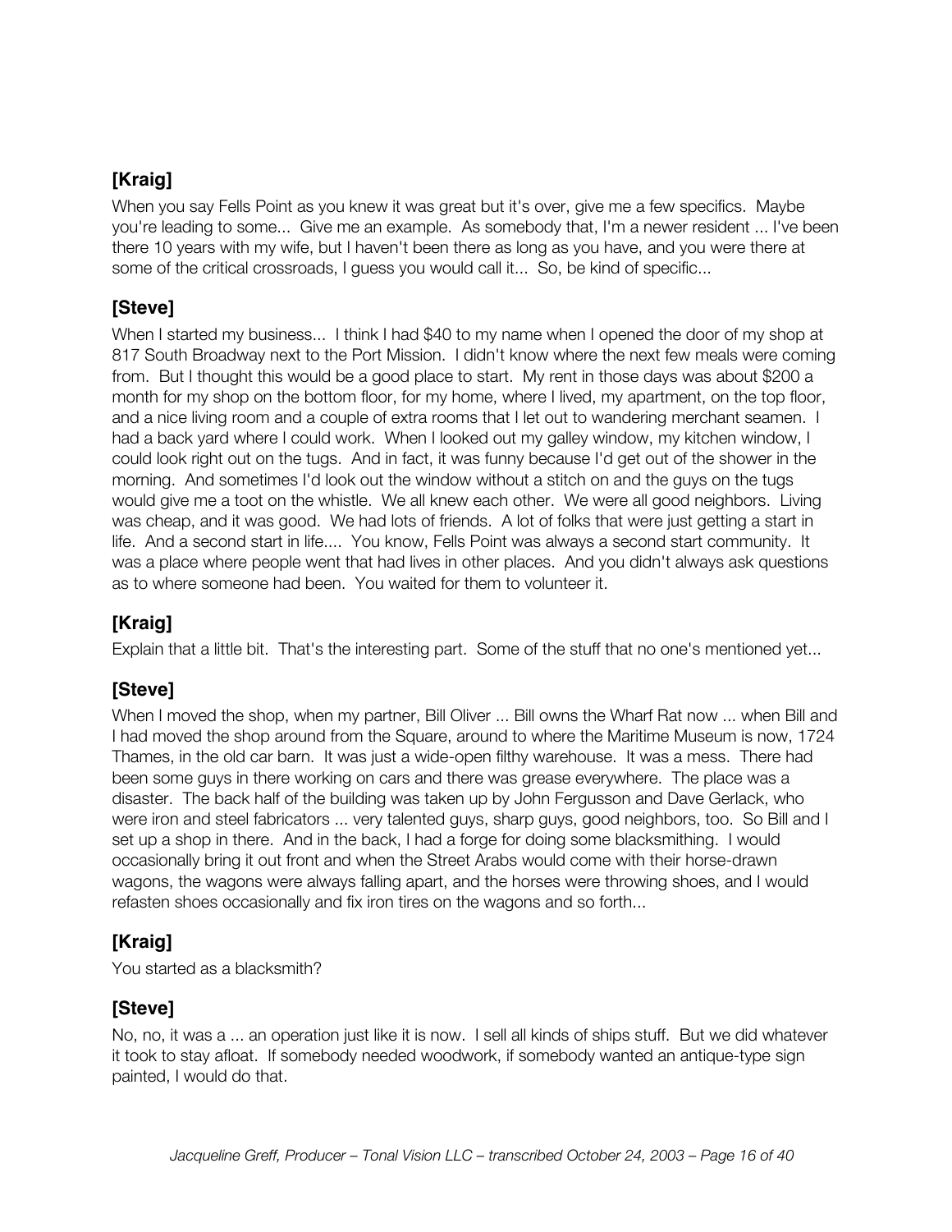**[Kraig]**

When you say Fells Point as you knew it was great but it's over, give me a few specifics. Maybe you're leading to some... Give me an example. As somebody that, I'm a newer resident ... I've been there 10 years with my wife, but I haven't been there as long as you have, and you were there at some of the critical crossroads, I guess you would call it... So, be kind of specific...

**[Steve]**

When I started my business... I think I had $40 to my name when I opened the door of my shop at 817 South Broadway next to the Port Mission. I didn't know where the next few meals were coming from. But I thought this would be a good place to start. My rent in those days was about $200 a month for my shop on the bottom floor, for my home, where I lived, my apartment, on the top floor, and a nice living room and a couple of extra rooms that I let out to wandering merchant seamen. I had a back yard where I could work. When I looked out my galley window, my kitchen window, I could look right out on the tugs. And in fact, it was funny because I'd get out of the shower in the morning. And sometimes I'd look out the window without a stitch on and the guys on the tugs would give me a toot on the whistle. We all knew each other. We were all good neighbors. Living was cheap, and it was good. We had lots of friends. A lot of folks that were just getting a start in life. And a second start in life.... You know, Fells Point was always a second start community. It was a place where people went that had lives in other places. And you didn't always ask questions as to where someone had been. You waited for them to volunteer it.

**[Kraig]**

Explain that a little bit. That's the interesting part. Some of the stuff that no one's mentioned yet...

**[Steve]**

When I moved the shop, when my partner, Bill Oliver ... Bill owns the Wharf Rat now ... when Bill and I had moved the shop around from the Square, around to where the Maritime Museum is now, 1724 Thames, in the old car barn. It was just a wide-open filthy warehouse. It was a mess. There had been some guys in there working on cars and there was grease everywhere. The place was a disaster. The back half of the building was taken up by John Fergusson and Dave Gerlack, who were iron and steel fabricators ... very talented guys, sharp guys, good neighbors, too. So Bill and I set up a shop in there. And in the back, I had a forge for doing some blacksmithing. I would occasionally bring it out front and when the Street Arabs would come with their horse-drawn wagons, the wagons were always falling apart, and the horses were throwing shoes, and I would refasten shoes occasionally and fix iron tires on the wagons and so forth...

**[Kraig]**

You started as a blacksmith?

**[Steve]**

No, no, it was a ... an operation just like it is now. I sell all kinds of ships stuff. But we did whatever it took to stay afloat. If somebody needed woodwork, if somebody wanted an antique-type sign painted, I would do that.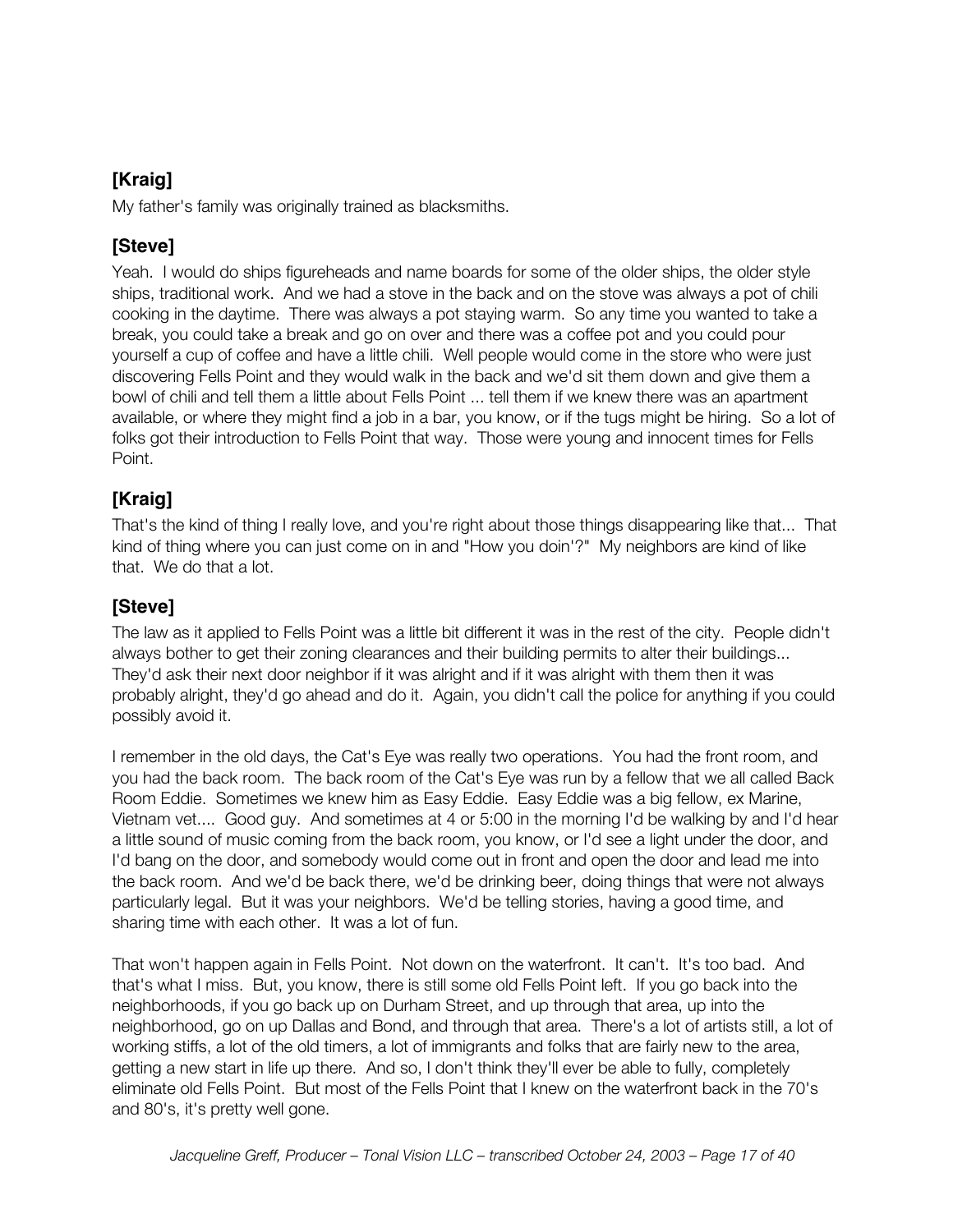**[Kraig]**

My father's family was originally trained as blacksmiths.

**[Steve]**

Yeah. I would do ships figureheads and name boards for some of the older ships, the older style ships, traditional work. And we had a stove in the back and on the stove was always a pot of chili cooking in the daytime. There was always a pot staying warm. So any time you wanted to take a break, you could take a break and go on over and there was a coffee pot and you could pour yourself a cup of coffee and have a little chili. Well people would come in the store who were just discovering Fells Point and they would walk in the back and we'd sit them down and give them a bowl of chili and tell them a little about Fells Point ... tell them if we knew there was an apartment available, or where they might find a job in a bar, you know, or if the tugs might be hiring. So a lot of folks got their introduction to Fells Point that way. Those were young and innocent times for Fells Point.

**[Kraig]**

That's the kind of thing I really love, and you're right about those things disappearing like that... That kind of thing where you can just come on in and "How you doin'?" My neighbors are kind of like that. We do that a lot.

**[Steve]**

The law as it applied to Fells Point was a little bit different it was in the rest of the city. People didn't always bother to get their zoning clearances and their building permits to alter their buildings... They'd ask their next door neighbor if it was alright and if it was alright with them then it was probably alright, they'd go ahead and do it. Again, you didn't call the police for anything if you could possibly avoid it.

I remember in the old days, the Cat's Eye was really two operations. You had the front room, and you had the back room. The back room of the Cat's Eye was run by a fellow that we all called Back Room Eddie. Sometimes we knew him as Easy Eddie. Easy Eddie was a big fellow, ex Marine, Vietnam vet.... Good guy. And sometimes at 4 or 5:00 in the morning I'd be walking by and I'd hear a little sound of music coming from the back room, you know, or I'd see a light under the door, and I'd bang on the door, and somebody would come out in front and open the door and lead me into the back room. And we'd be back there, we'd be drinking beer, doing things that were not always particularly legal. But it was your neighbors. We'd be telling stories, having a good time, and sharing time with each other. It was a lot of fun.

That won't happen again in Fells Point. Not down on the waterfront. It can't. It's too bad. And that's what I miss. But, you know, there is still some old Fells Point left. If you go back into the neighborhoods, if you go back up on Durham Street, and up through that area, up into the neighborhood, go on up Dallas and Bond, and through that area. There's a lot of artists still, a lot of working stiffs, a lot of the old timers, a lot of immigrants and folks that are fairly new to the area, getting a new start in life up there. And so, I don't think they'll ever be able to fully, completely eliminate old Fells Point. But most of the Fells Point that I knew on the waterfront back in the 70's and 80's, it's pretty well gone.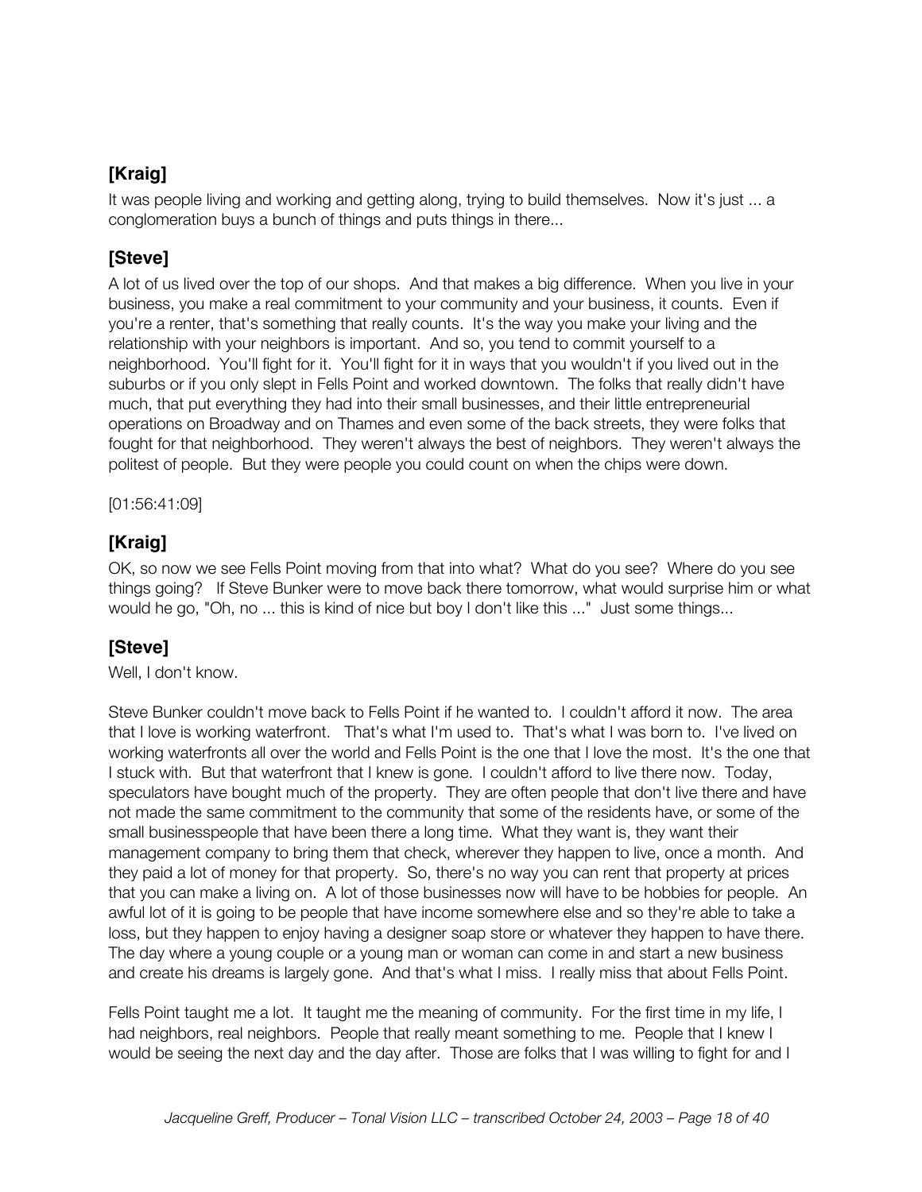**[Kraig]**

It was people living and working and getting along, trying to build themselves. Now it's just ... a conglomeration buys a bunch of things and puts things in there...

**[Steve]**

A lot of us lived over the top of our shops. And that makes a big difference. When you live in your business, you make a real commitment to your community and your business, it counts. Even if you're a renter, that's something that really counts. It's the way you make your living and the relationship with your neighbors is important. And so, you tend to commit yourself to a neighborhood. You'll fight for it. You'll fight for it in ways that you wouldn't if you lived out in the suburbs or if you only slept in Fells Point and worked downtown. The folks that really didn't have much, that put everything they had into their small businesses, and their little entrepreneurial operations on Broadway and on Thames and even some of the back streets, they were folks that fought for that neighborhood. They weren't always the best of neighbors. They weren't always the politest of people. But they were people you could count on when the chips were down.

[01:56:41:09]

**[Kraig]**

OK, so now we see Fells Point moving from that into what? What do you see? Where do you see things going? If Steve Bunker were to move back there tomorrow, what would surprise him or what would he go, "Oh, no ... this is kind of nice but boy I don't like this ..." Just some things...

**[Steve]**

Well, I don't know.

Steve Bunker couldn't move back to Fells Point if he wanted to. I couldn't afford it now. The area that I love is working waterfront. That's what I'm used to. That's what I was born to. I've lived on working waterfronts all over the world and Fells Point is the one that I love the most. It's the one that I stuck with. But that waterfront that I knew is gone. I couldn't afford to live there now. Today, speculators have bought much of the property. They are often people that don't live there and have not made the same commitment to the community that some of the residents have, or some of the small businesspeople that have been there a long time. What they want is, they want their management company to bring them that check, wherever they happen to live, once a month. And they paid a lot of money for that property. So, there's no way you can rent that property at prices that you can make a living on. A lot of those businesses now will have to be hobbies for people. An awful lot of it is going to be people that have income somewhere else and so they're able to take a loss, but they happen to enjoy having a designer soap store or whatever they happen to have there. The day where a young couple or a young man or woman can come in and start a new business and create his dreams is largely gone. And that's what I miss. I really miss that about Fells Point.

Fells Point taught me a lot. It taught me the meaning of community. For the first time in my life, I had neighbors, real neighbors. People that really meant something to me. People that I knew I would be seeing the next day and the day after. Those are folks that I was willing to fight for and I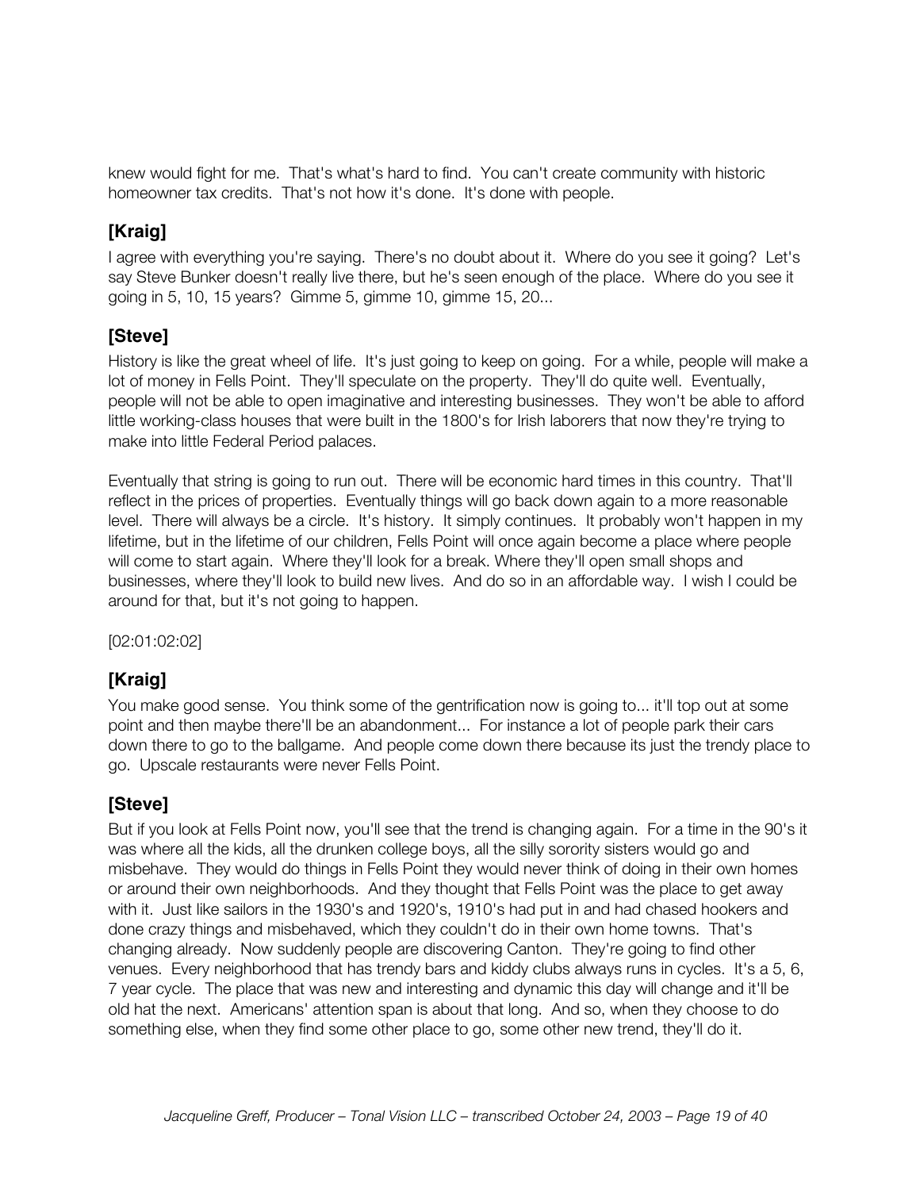knew would fight for me. That's what's hard to find. You can't create community with historic homeowner tax credits. That's not how it's done. It's done with people.

## [Kraig]

I agree with everything you're saying. There's no doubt about it. Where do you see it going? Let's say Steve Bunker doesn't really live there, but he's seen enough of the place. Where do you see it going in 5, 10, 15 years? Gimme 5, gimme 10, gimme 15, 20...

## [Steve]

History is like the great wheel of life. It's just going to keep on going. For a while, people will make a lot of money in Fells Point. They'll speculate on the property. They'll do quite well. Eventually, people will not be able to open imaginative and interesting businesses. They won't be able to afford little working-class houses that were built in the 1800's for Irish laborers that now they're trying to make into little Federal Period palaces.

Eventually that string is going to run out. There will be economic hard times in this country. That'll reflect in the prices of properties. Eventually things will go back down again to a more reasonable level. There will always be a circle. It's history. It simply continues. It probably won't happen in my lifetime, but in the lifetime of our children, Fells Point will once again become a place where people will come to start again. Where they'll look for a break. Where they'll open small shops and businesses, where they'll look to build new lives. And do so in an affordable way. I wish I could be around for that, but it's not going to happen.

[02:01:02:02]

## [Kraig]

You make good sense. You think some of the gentrification now is going to... it'll top out at some point and then maybe there'll be an abandonment... For instance a lot of people park their cars down there to go to the ballgame. And people come down there because its just the trendy place to go. Upscale restaurants were never Fells Point.

## [Steve]

But if you look at Fells Point now, you'll see that the trend is changing again. For a time in the 90's it was where all the kids, all the drunken college boys, all the silly sorority sisters would go and misbehave. They would do things in Fells Point they would never think of doing in their own homes or around their own neighborhoods. And they thought that Fells Point was the place to get away with it. Just like sailors in the 1930's and 1920's, 1910's had put in and had chased hookers and done crazy things and misbehaved, which they couldn't do in their own home towns. That's changing already. Now suddenly people are discovering Canton. They're going to find other venues. Every neighborhood that has trendy bars and kiddy clubs always runs in cycles. It's a 5, 6, 7 year cycle. The place that was new and interesting and dynamic this day will change and it'll be old hat the next. Americans' attention span is about that long. And so, when they choose to do something else, when they find some other place to go, some other new trend, they'll do it.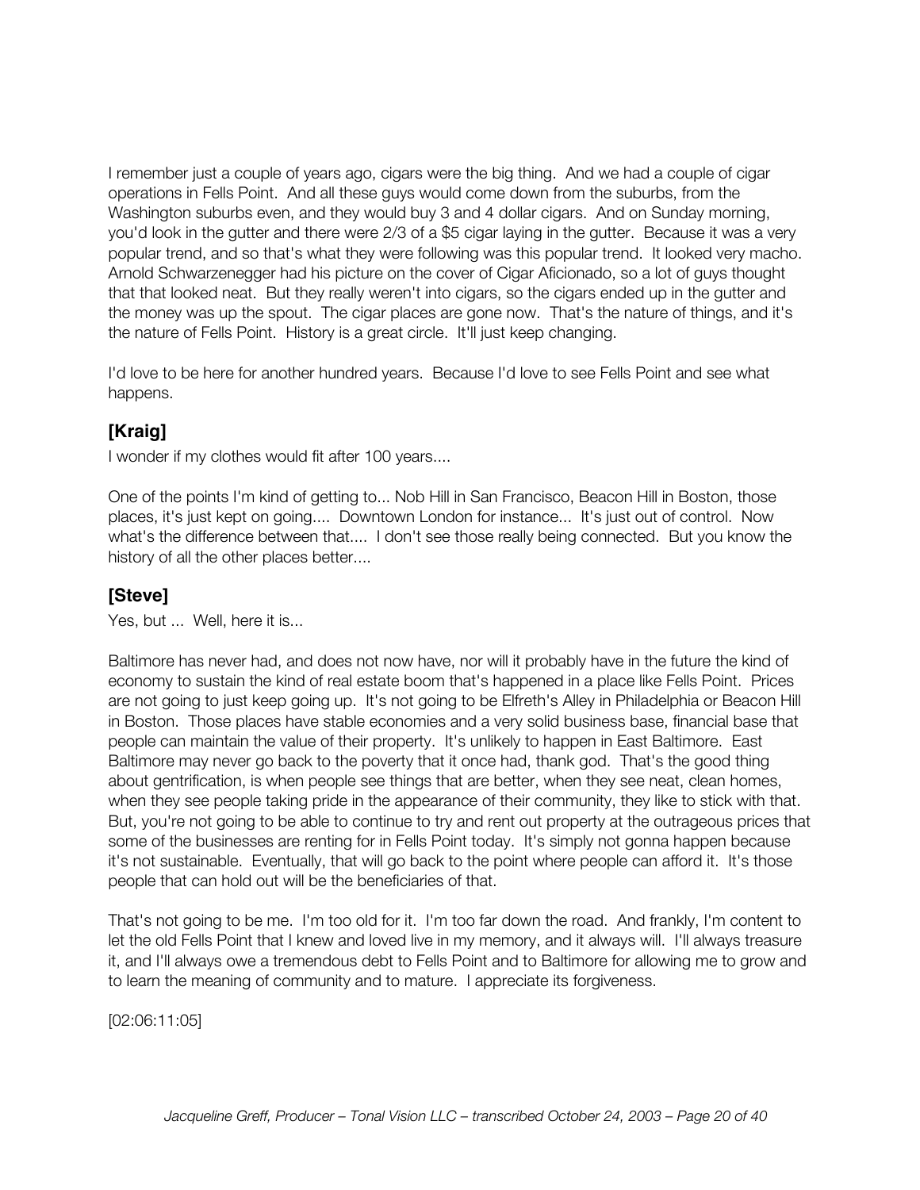I remember just a couple of years ago, cigars were the big thing. And we had a couple of cigar operations in Fells Point. And all these guys would come down from the suburbs, from the Washington suburbs even, and they would buy 3 and 4 dollar cigars. And on Sunday morning, you'd look in the gutter and there were 2/3 of a $5 cigar laying in the gutter. Because it was a very popular trend, and so that's what they were following was this popular trend. It looked very macho. Arnold Schwarzenegger had his picture on the cover of Cigar Aficionado, so a lot of guys thought that that looked neat. But they really weren't into cigars, so the cigars ended up in the gutter and the money was up the spout. The cigar places are gone now. That's the nature of things, and it's the nature of Fells Point. History is a great circle. It'll just keep changing.

I'd love to be here for another hundred years. Because I'd love to see Fells Point and see what happens.

### [Kraig]

I wonder if my clothes would fit after 100 years....

One of the points I'm kind of getting to... Nob Hill in San Francisco, Beacon Hill in Boston, those places, it's just kept on going.... Downtown London for instance... It's just out of control. Now what's the difference between that.... I don't see those really being connected. But you know the history of all the other places better....

### [Steve]

Yes, but ... Well, here it is...

Baltimore has never had, and does not now have, nor will it probably have in the future the kind of economy to sustain the kind of real estate boom that's happened in a place like Fells Point. Prices are not going to just keep going up. It's not going to be Elfreth's Alley in Philadelphia or Beacon Hill in Boston. Those places have stable economies and a very solid business base, financial base that people can maintain the value of their property. It's unlikely to happen in East Baltimore. East Baltimore may never go back to the poverty that it once had, thank god. That's the good thing about gentrification, is when people see things that are better, when they see neat, clean homes, when they see people taking pride in the appearance of their community, they like to stick with that. But, you're not going to be able to continue to try and rent out property at the outrageous prices that some of the businesses are renting for in Fells Point today. It's simply not gonna happen because it's not sustainable. Eventually, that will go back to the point where people can afford it. It's those people that can hold out will be the beneficiaries of that.

That's not going to be me. I'm too old for it. I'm too far down the road. And frankly, I'm content to let the old Fells Point that I knew and loved live in my memory, and it always will. I'll always treasure it, and I'll always owe a tremendous debt to Fells Point and to Baltimore for allowing me to grow and to learn the meaning of community and to mature. I appreciate its forgiveness.

[02:06:11:05]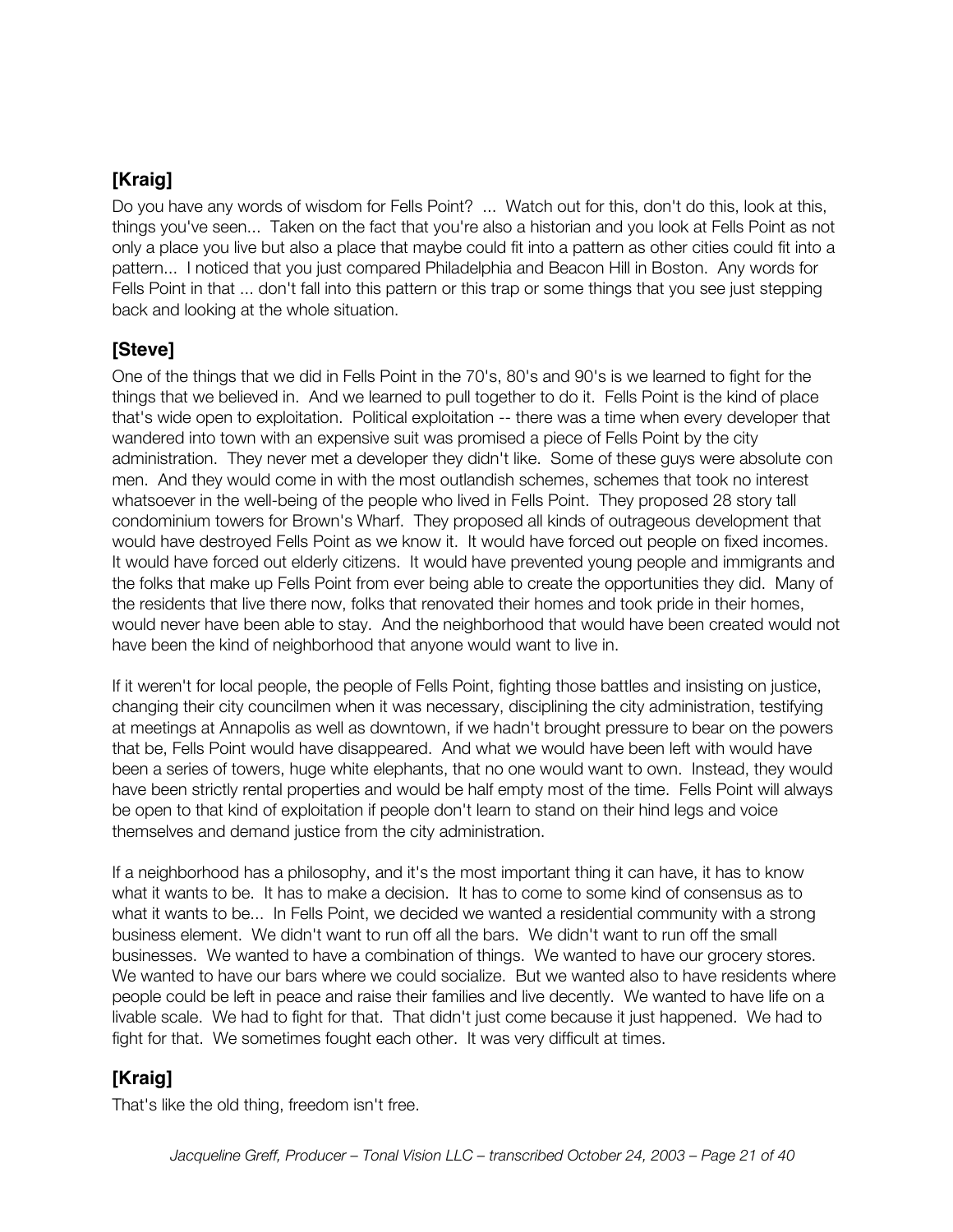## [Kraig]

Do you have any words of wisdom for Fells Point? ... Watch out for this, don't do this, look at this, things you've seen... Taken on the fact that you're also a historian and you look at Fells Point as not only a place you live but also a place that maybe could fit into a pattern as other cities could fit into a pattern... I noticed that you just compared Philadelphia and Beacon Hill in Boston. Any words for Fells Point in that ... don't fall into this pattern or this trap or some things that you see just stepping back and looking at the whole situation.

## [Steve]

One of the things that we did in Fells Point in the 70's, 80's and 90's is we learned to fight for the things that we believed in. And we learned to pull together to do it. Fells Point is the kind of place that's wide open to exploitation. Political exploitation -- there was a time when every developer that wandered into town with an expensive suit was promised a piece of Fells Point by the city administration. They never met a developer they didn't like. Some of these guys were absolute con men. And they would come in with the most outlandish schemes, schemes that took no interest whatsoever in the well-being of the people who lived in Fells Point. They proposed 28 story tall condominium towers for Brown's Wharf. They proposed all kinds of outrageous development that would have destroyed Fells Point as we know it. It would have forced out people on fixed incomes. It would have forced out elderly citizens. It would have prevented young people and immigrants and the folks that make up Fells Point from ever being able to create the opportunities they did. Many of the residents that live there now, folks that renovated their homes and took pride in their homes, would never have been able to stay. And the neighborhood that would have been created would not have been the kind of neighborhood that anyone would want to live in.

If it weren't for local people, the people of Fells Point, fighting those battles and insisting on justice, changing their city councilmen when it was necessary, disciplining the city administration, testifying at meetings at Annapolis as well as downtown, if we hadn't brought pressure to bear on the powers that be, Fells Point would have disappeared. And what we would have been left with would have been a series of towers, huge white elephants, that no one would want to own. Instead, they would have been strictly rental properties and would be half empty most of the time. Fells Point will always be open to that kind of exploitation if people don't learn to stand on their hind legs and voice themselves and demand justice from the city administration.

If a neighborhood has a philosophy, and it's the most important thing it can have, it has to know what it wants to be. It has to make a decision. It has to come to some kind of consensus as to what it wants to be... In Fells Point, we decided we wanted a residential community with a strong business element. We didn't want to run off all the bars. We didn't want to run off the small businesses. We wanted to have a combination of things. We wanted to have our grocery stores. We wanted to have our bars where we could socialize. But we wanted also to have residents where people could be left in peace and raise their families and live decently. We wanted to have life on a livable scale. We had to fight for that. That didn't just come because it just happened. We had to fight for that. We sometimes fought each other. It was very difficult at times.

## [Kraig]

That's like the old thing, freedom isn't free.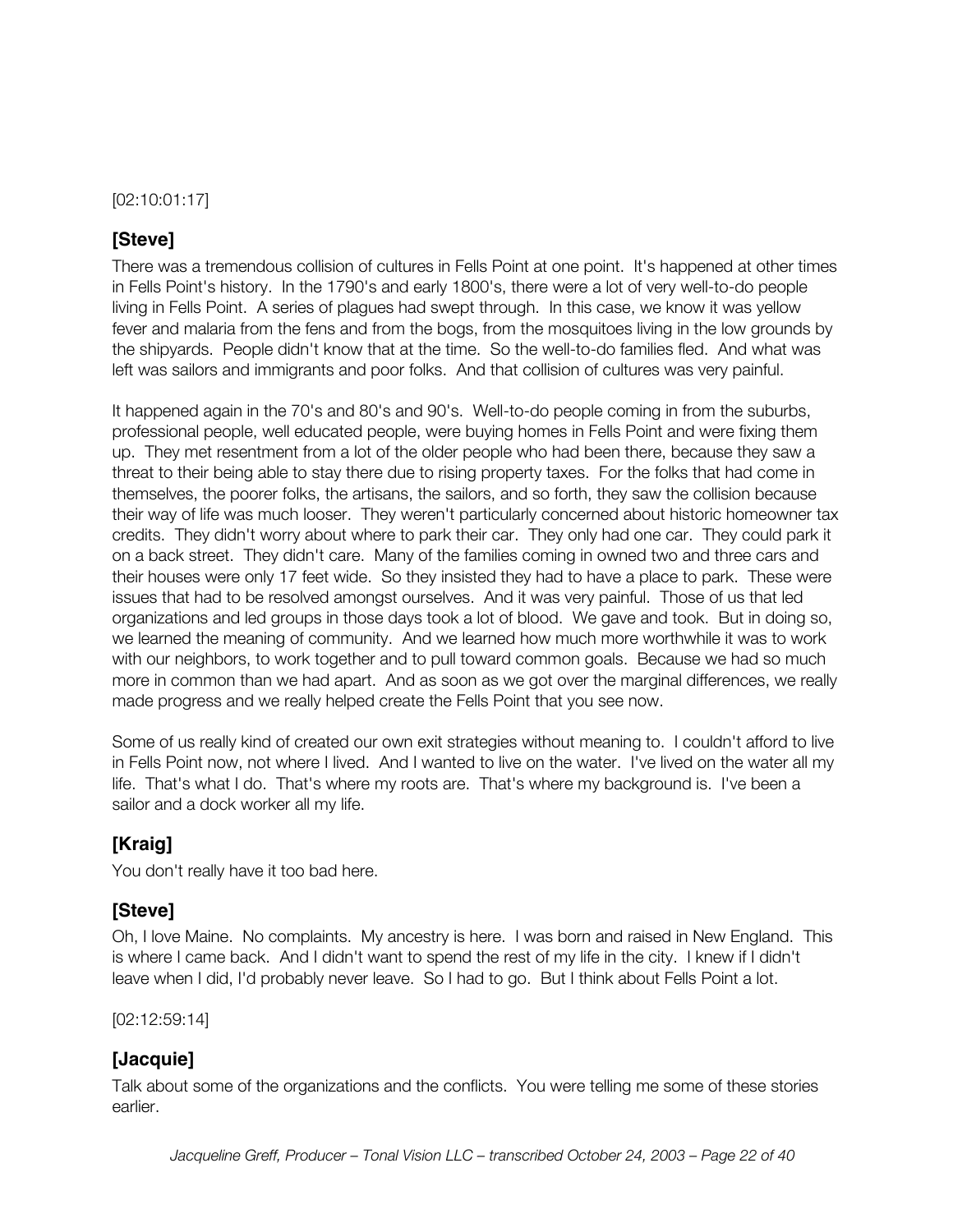[02:10:01:17]

## [Steve]

There was a tremendous collision of cultures in Fells Point at one point. It's happened at other times in Fells Point's history. In the 1790's and early 1800's, there were a lot of very well-to-do people living in Fells Point. A series of plagues had swept through. In this case, we know it was yellow fever and malaria from the fens and from the bogs, from the mosquitoes living in the low grounds by the shipyards. People didn't know that at the time. So the well-to-do families fled. And what was left was sailors and immigrants and poor folks. And that collision of cultures was very painful.

It happened again in the 70's and 80's and 90's. Well-to-do people coming in from the suburbs, professional people, well educated people, were buying homes in Fells Point and were fixing them up. They met resentment from a lot of the older people who had been there, because they saw a threat to their being able to stay there due to rising property taxes. For the folks that had come in themselves, the poorer folks, the artisans, the sailors, and so forth, they saw the collision because their way of life was much looser. They weren't particularly concerned about historic homeowner tax credits. They didn't worry about where to park their car. They only had one car. They could park it on a back street. They didn't care. Many of the families coming in owned two and three cars and their houses were only 17 feet wide. So they insisted they had to have a place to park. These were issues that had to be resolved amongst ourselves. And it was very painful. Those of us that led organizations and led groups in those days took a lot of blood. We gave and took. But in doing so, we learned the meaning of community. And we learned how much more worthwhile it was to work with our neighbors, to work together and to pull toward common goals. Because we had so much more in common than we had apart. And as soon as we got over the marginal differences, we really made progress and we really helped create the Fells Point that you see now.

Some of us really kind of created our own exit strategies without meaning to. I couldn't afford to live in Fells Point now, not where I lived. And I wanted to live on the water. I've lived on the water all my life. That's what I do. That's where my roots are. That's where my background is. I've been a sailor and a dock worker all my life.

## [Kraig]

You don't really have it too bad here.

## [Steve]

Oh, I love Maine. No complaints. My ancestry is here. I was born and raised in New England. This is where I came back. And I didn't want to spend the rest of my life in the city. I knew if I didn't leave when I did, I'd probably never leave. So I had to go. But I think about Fells Point a lot.

[02:12:59:14]

## [Jacquie]

Talk about some of the organizations and the conflicts. You were telling me some of these stories earlier.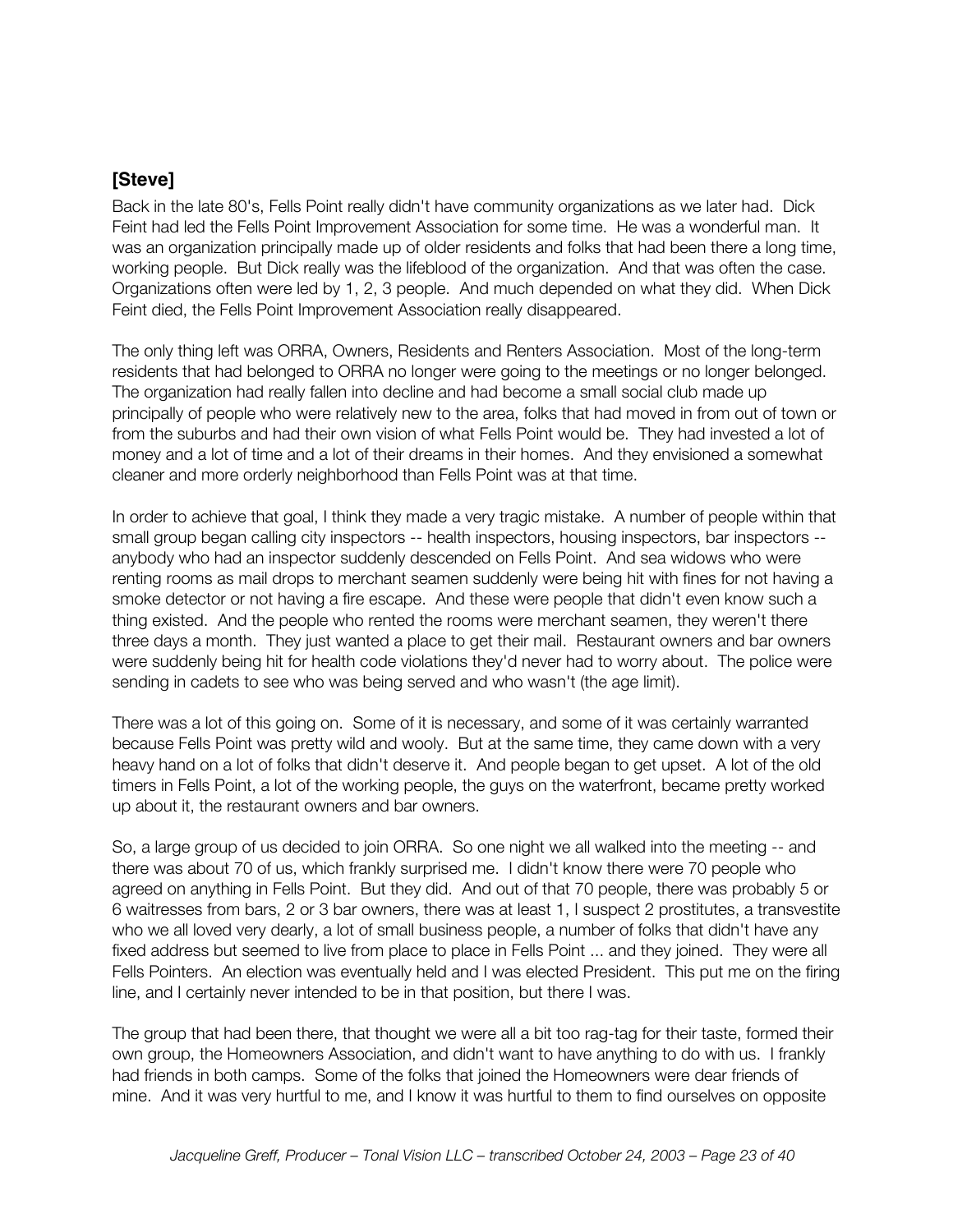**[Steve]**

Back in the late 80's, Fells Point really didn't have community organizations as we later had. Dick Feint had led the Fells Point Improvement Association for some time. He was a wonderful man. It was an organization principally made up of older residents and folks that had been there a long time, working people. But Dick really was the lifeblood of the organization. And that was often the case. Organizations often were led by 1, 2, 3 people. And much depended on what they did. When Dick Feint died, the Fells Point Improvement Association really disappeared.

The only thing left was ORRA, Owners, Residents and Renters Association. Most of the long-term residents that had belonged to ORRA no longer were going to the meetings or no longer belonged. The organization had really fallen into decline and had become a small social club made up principally of people who were relatively new to the area, folks that had moved in from out of town or from the suburbs and had their own vision of what Fells Point would be. They had invested a lot of money and a lot of time and a lot of their dreams in their homes. And they envisioned a somewhat cleaner and more orderly neighborhood than Fells Point was at that time.

In order to achieve that goal, I think they made a very tragic mistake. A number of people within that small group began calling city inspectors -- health inspectors, housing inspectors, bar inspectors -- anybody who had an inspector suddenly descended on Fells Point. And sea widows who were renting rooms as mail drops to merchant seamen suddenly were being hit with fines for not having a smoke detector or not having a fire escape. And these were people that didn't even know such a thing existed. And the people who rented the rooms were merchant seamen, they weren't there three days a month. They just wanted a place to get their mail. Restaurant owners and bar owners were suddenly being hit for health code violations they'd never had to worry about. The police were sending in cadets to see who was being served and who wasn't (the age limit).

There was a lot of this going on. Some of it is necessary, and some of it was certainly warranted because Fells Point was pretty wild and wooly. But at the same time, they came down with a very heavy hand on a lot of folks that didn't deserve it. And people began to get upset. A lot of the old timers in Fells Point, a lot of the working people, the guys on the waterfront, became pretty worked up about it, the restaurant owners and bar owners.

So, a large group of us decided to join ORRA. So one night we all walked into the meeting -- and there was about 70 of us, which frankly surprised me. I didn't know there were 70 people who agreed on anything in Fells Point. But they did. And out of that 70 people, there was probably 5 or 6 waitresses from bars, 2 or 3 bar owners, there was at least 1, I suspect 2 prostitutes, a transvestite who we all loved very dearly, a lot of small business people, a number of folks that didn't have any fixed address but seemed to live from place to place in Fells Point ... and they joined. They were all Fells Pointers. An election was eventually held and I was elected President. This put me on the firing line, and I certainly never intended to be in that position, but there I was.

The group that had been there, that thought we were all a bit too rag-tag for their taste, formed their own group, the Homeowners Association, and didn't want to have anything to do with us. I frankly had friends in both camps. Some of the folks that joined the Homeowners were dear friends of mine. And it was very hurtful to me, and I know it was hurtful to them to find ourselves on opposite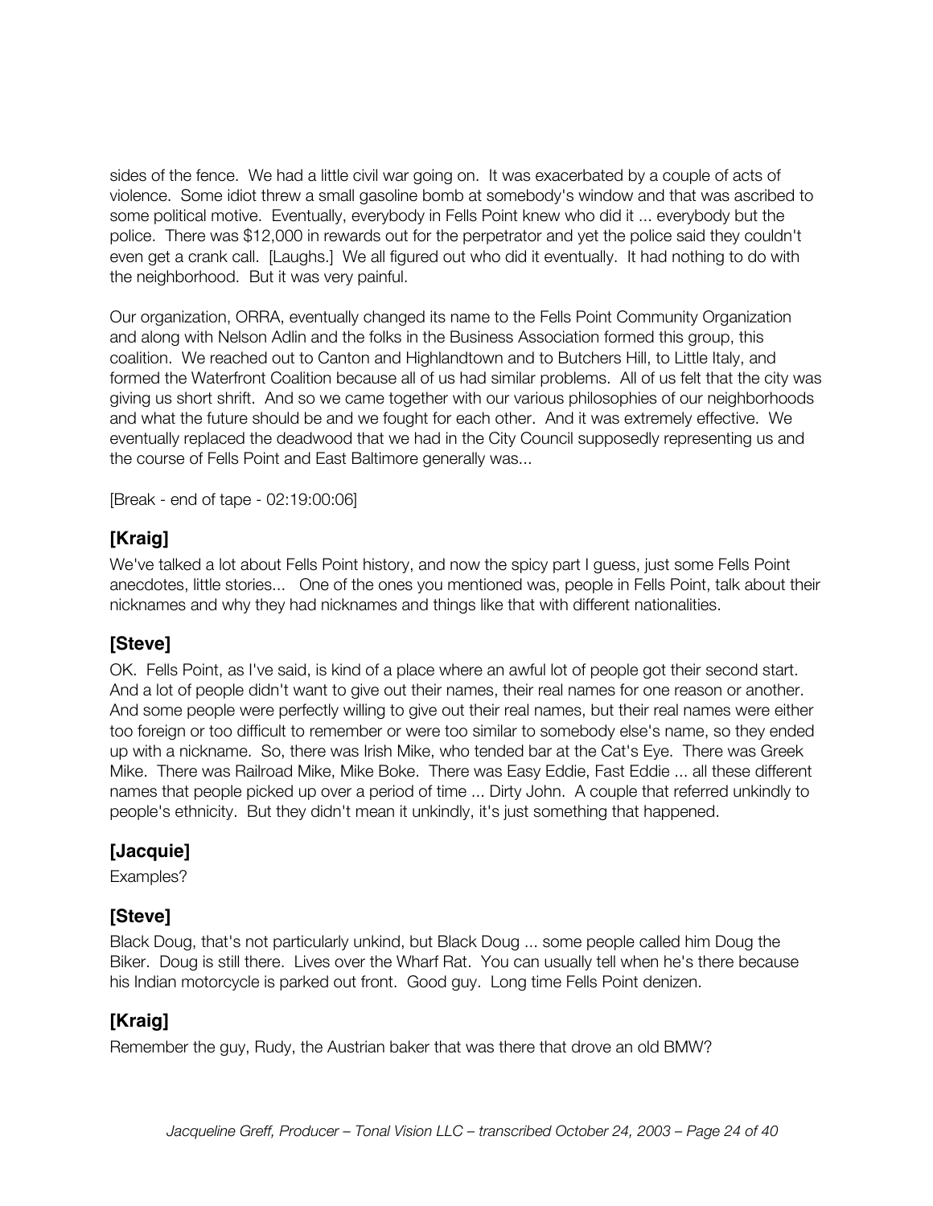sides of the fence. We had a little civil war going on. It was exacerbated by a couple of acts of violence. Some idiot threw a small gasoline bomb at somebody's window and that was ascribed to some political motive. Eventually, everybody in Fells Point knew who did it ... everybody but the police. There was $12,000 in rewards out for the perpetrator and yet the police said they couldn't even get a crank call. [Laughs.] We all figured out who did it eventually. It had nothing to do with the neighborhood. But it was very painful.

Our organization, ORRA, eventually changed its name to the Fells Point Community Organization and along with Nelson Adlin and the folks in the Business Association formed this group, this coalition. We reached out to Canton and Highlandtown and to Butchers Hill, to Little Italy, and formed the Waterfront Coalition because all of us had similar problems. All of us felt that the city was giving us short shrift. And so we came together with our various philosophies of our neighborhoods and what the future should be and we fought for each other. And it was extremely effective. We eventually replaced the deadwood that we had in the City Council supposedly representing us and the course of Fells Point and East Baltimore generally was...

[Break - end of tape - 02:19:00:06]

## [Kraig]

We've talked a lot about Fells Point history, and now the spicy part I guess, just some Fells Point anecdotes, little stories... One of the ones you mentioned was, people in Fells Point, talk about their nicknames and why they had nicknames and things like that with different nationalities.

## [Steve]

OK. Fells Point, as I've said, is kind of a place where an awful lot of people got their second start. And a lot of people didn't want to give out their names, their real names for one reason or another. And some people were perfectly willing to give out their real names, but their real names were either too foreign or too difficult to remember or were too similar to somebody else's name, so they ended up with a nickname. So, there was Irish Mike, who tended bar at the Cat's Eye. There was Greek Mike. There was Railroad Mike, Mike Boke. There was Easy Eddie, Fast Eddie ... all these different names that people picked up over a period of time ... Dirty John. A couple that referred unkindly to people's ethnicity. But they didn't mean it unkindly, it's just something that happened.

## [Jacquie]

Examples?

## [Steve]

Black Doug, that's not particularly unkind, but Black Doug ... some people called him Doug the Biker. Doug is still there. Lives over the Wharf Rat. You can usually tell when he's there because his Indian motorcycle is parked out front. Good guy. Long time Fells Point denizen.

## [Kraig]

Remember the guy, Rudy, the Austrian baker that was there that drove an old BMW?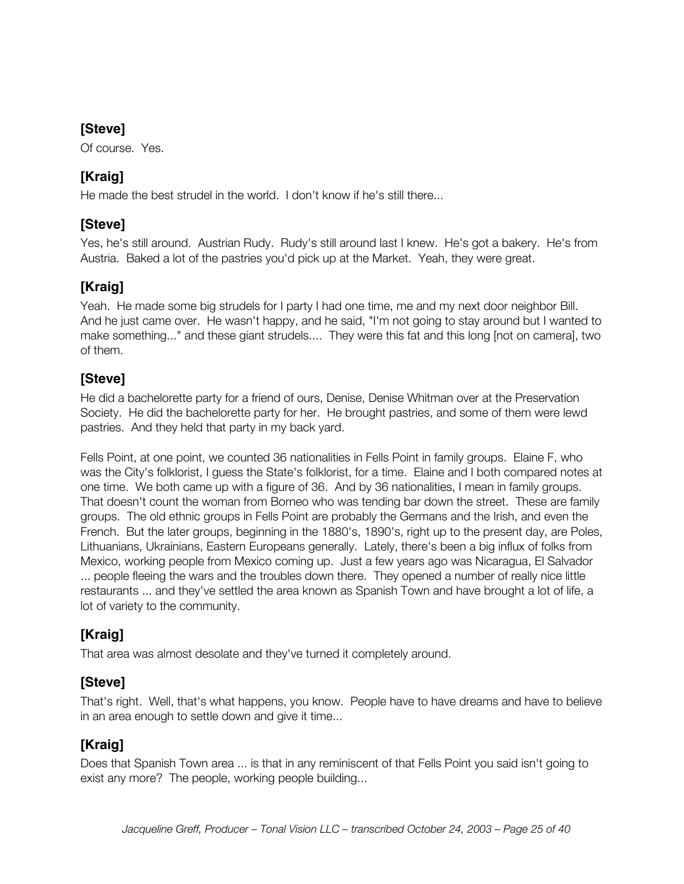**[Steve]**

Of course. Yes.

**[Kraig]**

He made the best strudel in the world. I don't know if he's still there...

**[Steve]**

Yes, he's still around. Austrian Rudy. Rudy's still around last I knew. He's got a bakery. He's from Austria. Baked a lot of the pastries you'd pick up at the Market. Yeah, they were great.

**[Kraig]**

Yeah. He made some big strudels for I party I had one time, me and my next door neighbor Bill. And he just came over. He wasn't happy, and he said, "I'm not going to stay around but I wanted to make something..." and these giant strudels.... They were this fat and this long [not on camera], two of them.

**[Steve]**

He did a bachelorette party for a friend of ours, Denise, Denise Whitman over at the Preservation Society. He did the bachelorette party for her. He brought pastries, and some of them were lewd pastries. And they held that party in my back yard.

Fells Point, at one point, we counted 36 nationalities in Fells Point in family groups. Elaine F, who was the City's folklorist, I guess the State's folklorist, for a time. Elaine and I both compared notes at one time. We both came up with a figure of 36. And by 36 nationalities, I mean in family groups. That doesn't count the woman from Borneo who was tending bar down the street. These are family groups. The old ethnic groups in Fells Point are probably the Germans and the Irish, and even the French. But the later groups, beginning in the 1880's, 1890's, right up to the present day, are Poles, Lithuanians, Ukrainians, Eastern Europeans generally. Lately, there's been a big influx of folks from Mexico, working people from Mexico coming up. Just a few years ago was Nicaragua, El Salvador ... people fleeing the wars and the troubles down there. They opened a number of really nice little restaurants ... and they've settled the area known as Spanish Town and have brought a lot of life, a lot of variety to the community.

**[Kraig]**

That area was almost desolate and they've turned it completely around.

**[Steve]**

That's right. Well, that's what happens, you know. People have to have dreams and have to believe in an area enough to settle down and give it time...

**[Kraig]**

Does that Spanish Town area ... is that in any reminiscent of that Fells Point you said isn't going to exist any more? The people, working people building...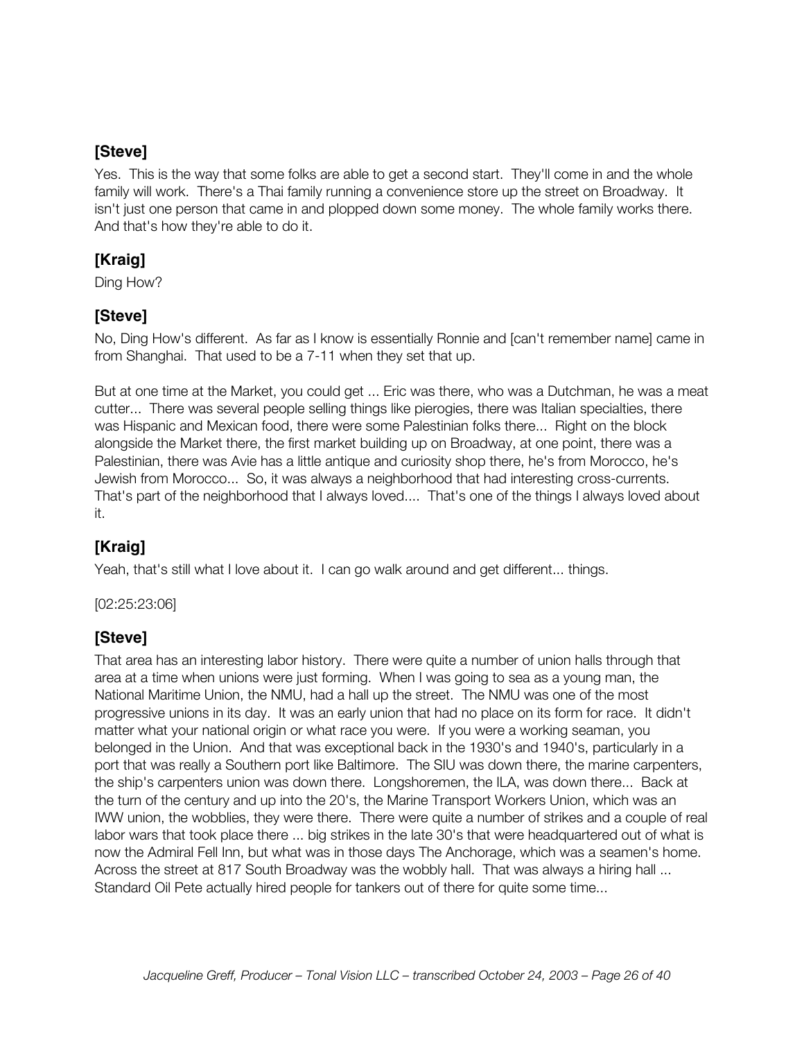## [Steve]

Yes. This is the way that some folks are able to get a second start. They'll come in and the whole family will work. There's a Thai family running a convenience store up the street on Broadway. It isn't just one person that came in and plopped down some money. The whole family works there. And that's how they're able to do it.

## [Kraig]

Ding How?

## [Steve]

No, Ding How's different. As far as I know is essentially Ronnie and [can't remember name] came in from Shanghai. That used to be a 7-11 when they set that up.

But at one time at the Market, you could get ... Eric was there, who was a Dutchman, he was a meat cutter... There was several people selling things like pierogies, there was Italian specialties, there was Hispanic and Mexican food, there were some Palestinian folks there... Right on the block alongside the Market there, the first market building up on Broadway, at one point, there was a Palestinian, there was Avie has a little antique and curiosity shop there, he's from Morocco, he's Jewish from Morocco... So, it was always a neighborhood that had interesting cross-currents. That's part of the neighborhood that I always loved.... That's one of the things I always loved about it.

## [Kraig]

Yeah, that's still what I love about it. I can go walk around and get different... things.

[02:25:23:06]

## [Steve]

That area has an interesting labor history. There were quite a number of union halls through that area at a time when unions were just forming. When I was going to sea as a young man, the National Maritime Union, the NMU, had a hall up the street. The NMU was one of the most progressive unions in its day. It was an early union that had no place on its form for race. It didn't matter what your national origin or what race you were. If you were a working seaman, you belonged in the Union. And that was exceptional back in the 1930's and 1940's, particularly in a port that was really a Southern port like Baltimore. The SIU was down there, the marine carpenters, the ship's carpenters union was down there. Longshoremen, the ILA, was down there... Back at the turn of the century and up into the 20's, the Marine Transport Workers Union, which was an IWW union, the wobblies, they were there. There were quite a number of strikes and a couple of real labor wars that took place there ... big strikes in the late 30's that were headquartered out of what is now the Admiral Fell Inn, but what was in those days The Anchorage, which was a seamen's home. Across the street at 817 South Broadway was the wobbly hall. That was always a hiring hall ... Standard Oil Pete actually hired people for tankers out of there for quite some time...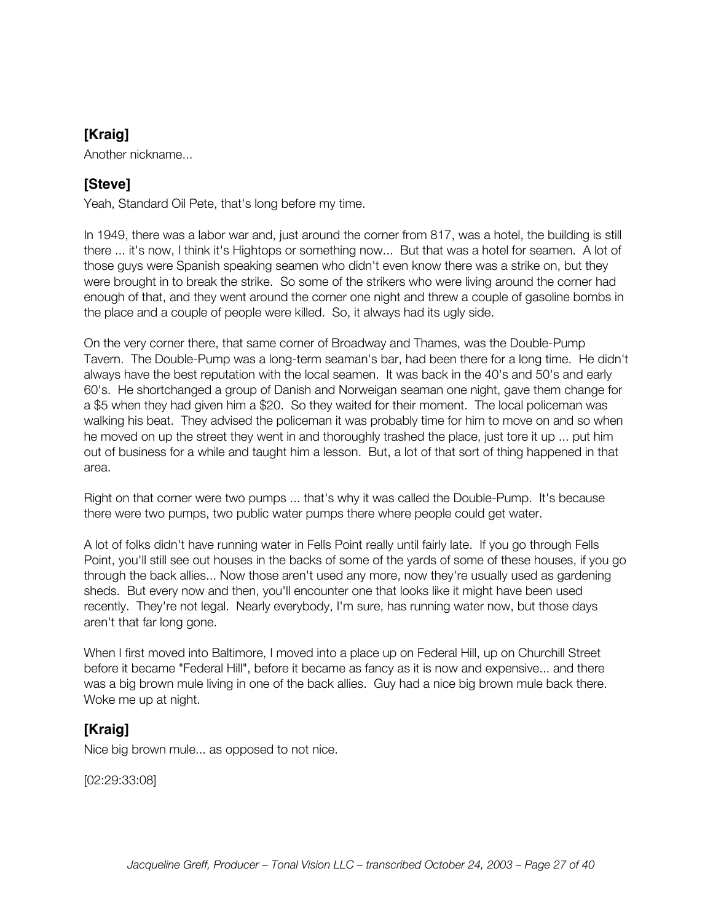**[Kraig]**

Another nickname...

**[Steve]**

Yeah, Standard Oil Pete, that's long before my time.

In 1949, there was a labor war and, just around the corner from 817, was a hotel, the building is still there ... it's now, I think it's Hightops or something now... But that was a hotel for seamen. A lot of those guys were Spanish speaking seamen who didn't even know there was a strike on, but they were brought in to break the strike. So some of the strikers who were living around the corner had enough of that, and they went around the corner one night and threw a couple of gasoline bombs in the place and a couple of people were killed. So, it always had its ugly side.

On the very corner there, that same corner of Broadway and Thames, was the Double-Pump Tavern. The Double-Pump was a long-term seaman's bar, had been there for a long time. He didn't always have the best reputation with the local seamen. It was back in the 40's and 50's and early 60's. He shortchanged a group of Danish and Norweigan seaman one night, gave them change for a $5 when they had given him a $20. So they waited for their moment. The local policeman was walking his beat. They advised the policeman it was probably time for him to move on and so when he moved on up the street they went in and thoroughly trashed the place, just tore it up ... put him out of business for a while and taught him a lesson. But, a lot of that sort of thing happened in that area.

Right on that corner were two pumps ... that's why it was called the Double-Pump. It's because there were two pumps, two public water pumps there where people could get water.

A lot of folks didn't have running water in Fells Point really until fairly late. If you go through Fells Point, you'll still see out houses in the backs of some of the yards of some of these houses, if you go through the back allies... Now those aren't used any more, now they're usually used as gardening sheds. But every now and then, you'll encounter one that looks like it might have been used recently. They're not legal. Nearly everybody, I'm sure, has running water now, but those days aren't that far long gone.

When I first moved into Baltimore, I moved into a place up on Federal Hill, up on Churchill Street before it became "Federal Hill", before it became as fancy as it is now and expensive... and there was a big brown mule living in one of the back allies. Guy had a nice big brown mule back there. Woke me up at night.

**[Kraig]**

Nice big brown mule... as opposed to not nice.

[02:29:33:08]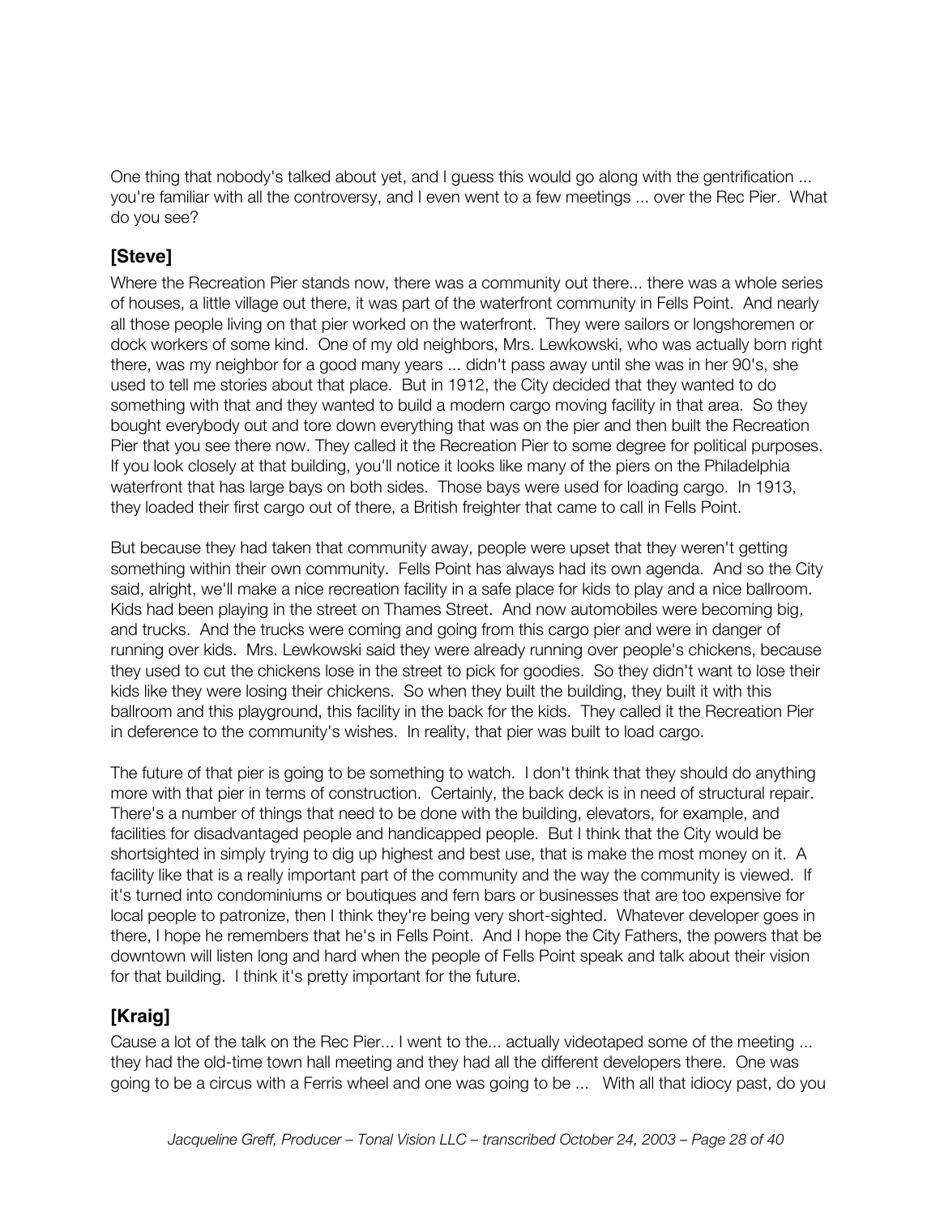One thing that nobody's talked about yet, and I guess this would go along with the gentrification ... you're familiar with all the controversy, and I even went to a few meetings ... over the Rec Pier. What do you see?

## [Steve]

Where the Recreation Pier stands now, there was a community out there... there was a whole series of houses, a little village out there, it was part of the waterfront community in Fells Point. And nearly all those people living on that pier worked on the waterfront. They were sailors or longshoremen or dock workers of some kind. One of my old neighbors, Mrs. Lewkowski, who was actually born right there, was my neighbor for a good many years ... didn't pass away until she was in her 90's, she used to tell me stories about that place. But in 1912, the City decided that they wanted to do something with that and they wanted to build a modern cargo moving facility in that area. So they bought everybody out and tore down everything that was on the pier and then built the Recreation Pier that you see there now. They called it the Recreation Pier to some degree for political purposes. If you look closely at that building, you'll notice it looks like many of the piers on the Philadelphia waterfront that has large bays on both sides. Those bays were used for loading cargo. In 1913, they loaded their first cargo out of there, a British freighter that came to call in Fells Point.

But because they had taken that community away, people were upset that they weren't getting something within their own community. Fells Point has always had its own agenda. And so the City said, alright, we'll make a nice recreation facility in a safe place for kids to play and a nice ballroom. Kids had been playing in the street on Thames Street. And now automobiles were becoming big, and trucks. And the trucks were coming and going from this cargo pier and were in danger of running over kids. Mrs. Lewkowski said they were already running over people's chickens, because they used to cut the chickens lose in the street to pick for goodies. So they didn't want to lose their kids like they were losing their chickens. So when they built the building, they built it with this ballroom and this playground, this facility in the back for the kids. They called it the Recreation Pier in deference to the community's wishes. In reality, that pier was built to load cargo.

The future of that pier is going to be something to watch. I don't think that they should do anything more with that pier in terms of construction. Certainly, the back deck is in need of structural repair. There's a number of things that need to be done with the building, elevators, for example, and facilities for disadvantaged people and handicapped people. But I think that the City would be shortsighted in simply trying to dig up highest and best use, that is make the most money on it. A facility like that is a really important part of the community and the way the community is viewed. If it's turned into condominiums or boutiques and fern bars or businesses that are too expensive for local people to patronize, then I think they're being very short-sighted. Whatever developer goes in there, I hope he remembers that he's in Fells Point. And I hope the City Fathers, the powers that be downtown will listen long and hard when the people of Fells Point speak and talk about their vision for that building. I think it's pretty important for the future.

## [Kraig]

Cause a lot of the talk on the Rec Pier... I went to the... actually videotaped some of the meeting ... they had the old-time town hall meeting and they had all the different developers there. One was going to be a circus with a Ferris wheel and one was going to be ... With all that idiocy past, do you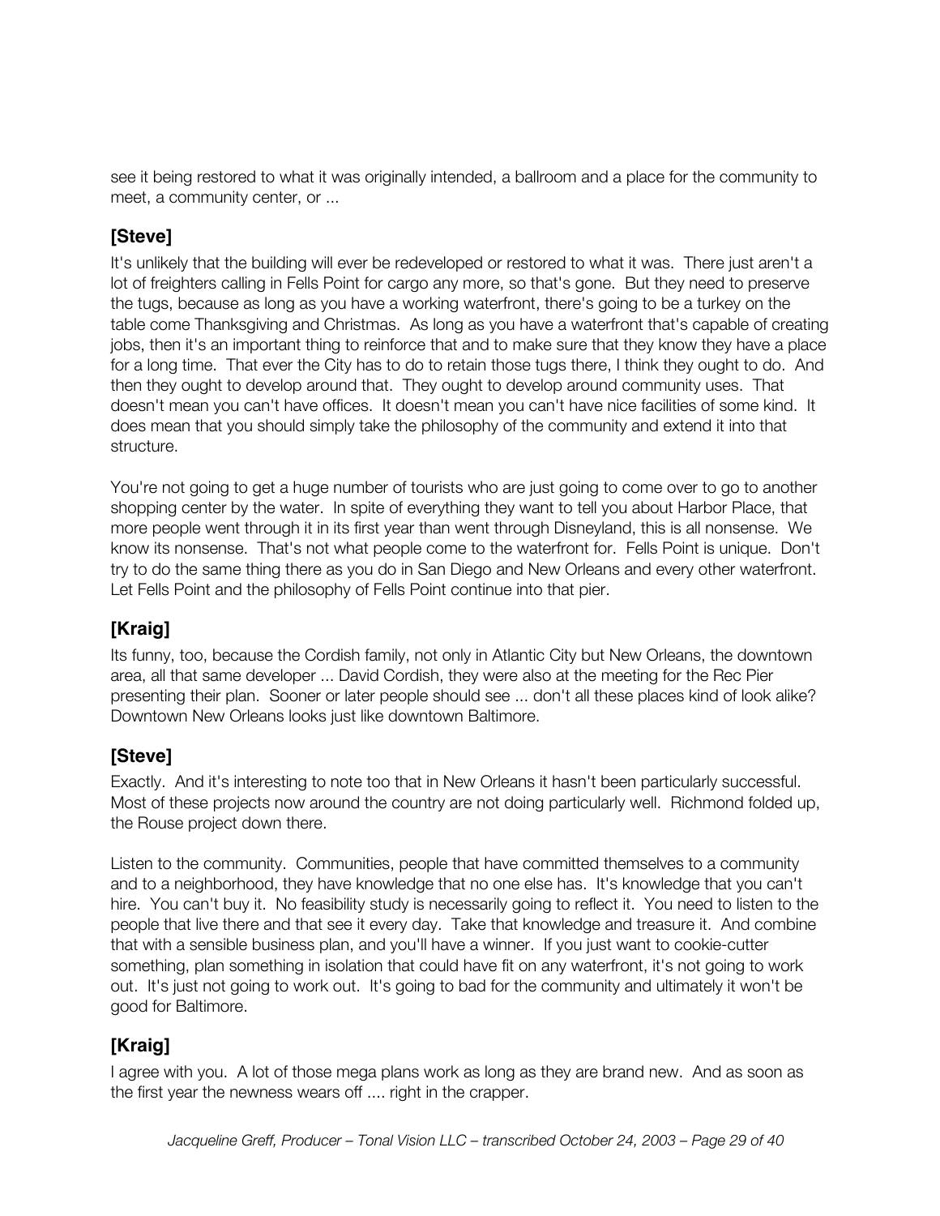see it being restored to what it was originally intended, a ballroom and a place for the community to meet, a community center, or ...

## [Steve]

It's unlikely that the building will ever be redeveloped or restored to what it was. There just aren't a lot of freighters calling in Fells Point for cargo any more, so that's gone. But they need to preserve the tugs, because as long as you have a working waterfront, there's going to be a turkey on the table come Thanksgiving and Christmas. As long as you have a waterfront that's capable of creating jobs, then it's an important thing to reinforce that and to make sure that they know they have a place for a long time. That ever the City has to do to retain those tugs there, I think they ought to do. And then they ought to develop around that. They ought to develop around community uses. That doesn't mean you can't have offices. It doesn't mean you can't have nice facilities of some kind. It does mean that you should simply take the philosophy of the community and extend it into that structure.

You're not going to get a huge number of tourists who are just going to come over to go to another shopping center by the water. In spite of everything they want to tell you about Harbor Place, that more people went through it in its first year than went through Disneyland, this is all nonsense. We know its nonsense. That's not what people come to the waterfront for. Fells Point is unique. Don't try to do the same thing there as you do in San Diego and New Orleans and every other waterfront. Let Fells Point and the philosophy of Fells Point continue into that pier.

## [Kraig]

Its funny, too, because the Cordish family, not only in Atlantic City but New Orleans, the downtown area, all that same developer ... David Cordish, they were also at the meeting for the Rec Pier presenting their plan. Sooner or later people should see ... don't all these places kind of look alike? Downtown New Orleans looks just like downtown Baltimore.

## [Steve]

Exactly. And it's interesting to note too that in New Orleans it hasn't been particularly successful. Most of these projects now around the country are not doing particularly well. Richmond folded up, the Rouse project down there.

Listen to the community. Communities, people that have committed themselves to a community and to a neighborhood, they have knowledge that no one else has. It's knowledge that you can't hire. You can't buy it. No feasibility study is necessarily going to reflect it. You need to listen to the people that live there and that see it every day. Take that knowledge and treasure it. And combine that with a sensible business plan, and you'll have a winner. If you just want to cookie-cutter something, plan something in isolation that could have fit on any waterfront, it's not going to work out. It's just not going to work out. It's going to bad for the community and ultimately it won't be good for Baltimore.

## [Kraig]

I agree with you. A lot of those mega plans work as long as they are brand new. And as soon as the first year the newness wears off .... right in the crapper.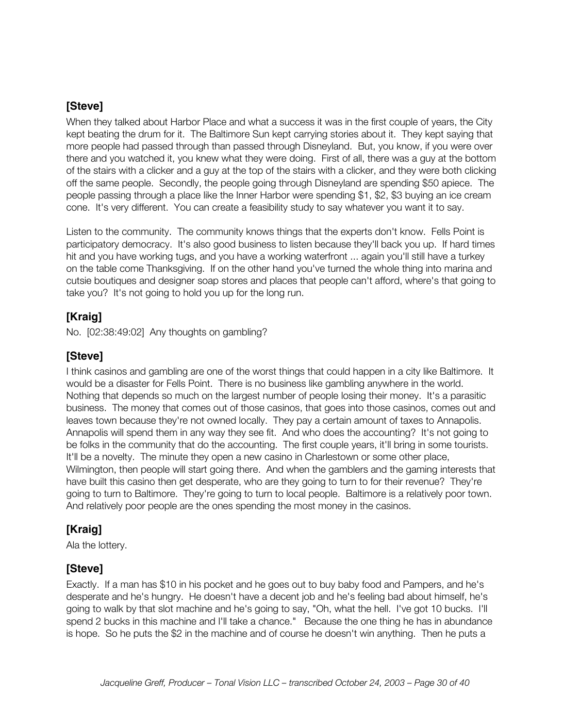## [Steve]

When they talked about Harbor Place and what a success it was in the first couple of years, the City kept beating the drum for it. The Baltimore Sun kept carrying stories about it. They kept saying that more people had passed through than passed through Disneyland. But, you know, if you were over there and you watched it, you knew what they were doing. First of all, there was a guy at the bottom of the stairs with a clicker and a guy at the top of the stairs with a clicker, and they were both clicking off the same people. Secondly, the people going through Disneyland are spending $50 apiece. The people passing through a place like the Inner Harbor were spending $1, $2, $3 buying an ice cream cone. It's very different. You can create a feasibility study to say whatever you want it to say.

Listen to the community. The community knows things that the experts don't know. Fells Point is participatory democracy. It's also good business to listen because they'll back you up. If hard times hit and you have working tugs, and you have a working waterfront ... again you'll still have a turkey on the table come Thanksgiving. If on the other hand you've turned the whole thing into marina and cutsie boutiques and designer soap stores and places that people can't afford, where's that going to take you? It's not going to hold you up for the long run.

## [Kraig]

No. [02:38:49:02] Any thoughts on gambling?

## [Steve]

I think casinos and gambling are one of the worst things that could happen in a city like Baltimore. It would be a disaster for Fells Point. There is no business like gambling anywhere in the world. Nothing that depends so much on the largest number of people losing their money. It's a parasitic business. The money that comes out of those casinos, that goes into those casinos, comes out and leaves town because they're not owned locally. They pay a certain amount of taxes to Annapolis. Annapolis will spend them in any way they see fit. And who does the accounting? It's not going to be folks in the community that do the accounting. The first couple years, it'll bring in some tourists. It'll be a novelty. The minute they open a new casino in Charlestown or some other place, Wilmington, then people will start going there. And when the gamblers and the gaming interests that have built this casino then get desperate, who are they going to turn to for their revenue? They're going to turn to Baltimore. They're going to turn to local people. Baltimore is a relatively poor town. And relatively poor people are the ones spending the most money in the casinos.

## [Kraig]

Ala the lottery.

## [Steve]

Exactly. If a man has $10 in his pocket and he goes out to buy baby food and Pampers, and he's desperate and he's hungry. He doesn't have a decent job and he's feeling bad about himself, he's going to walk by that slot machine and he's going to say, "Oh, what the hell. I've got 10 bucks. I'll spend 2 bucks in this machine and I'll take a chance." Because the one thing he has in abundance is hope. So he puts the $2 in the machine and of course he doesn't win anything. Then he puts a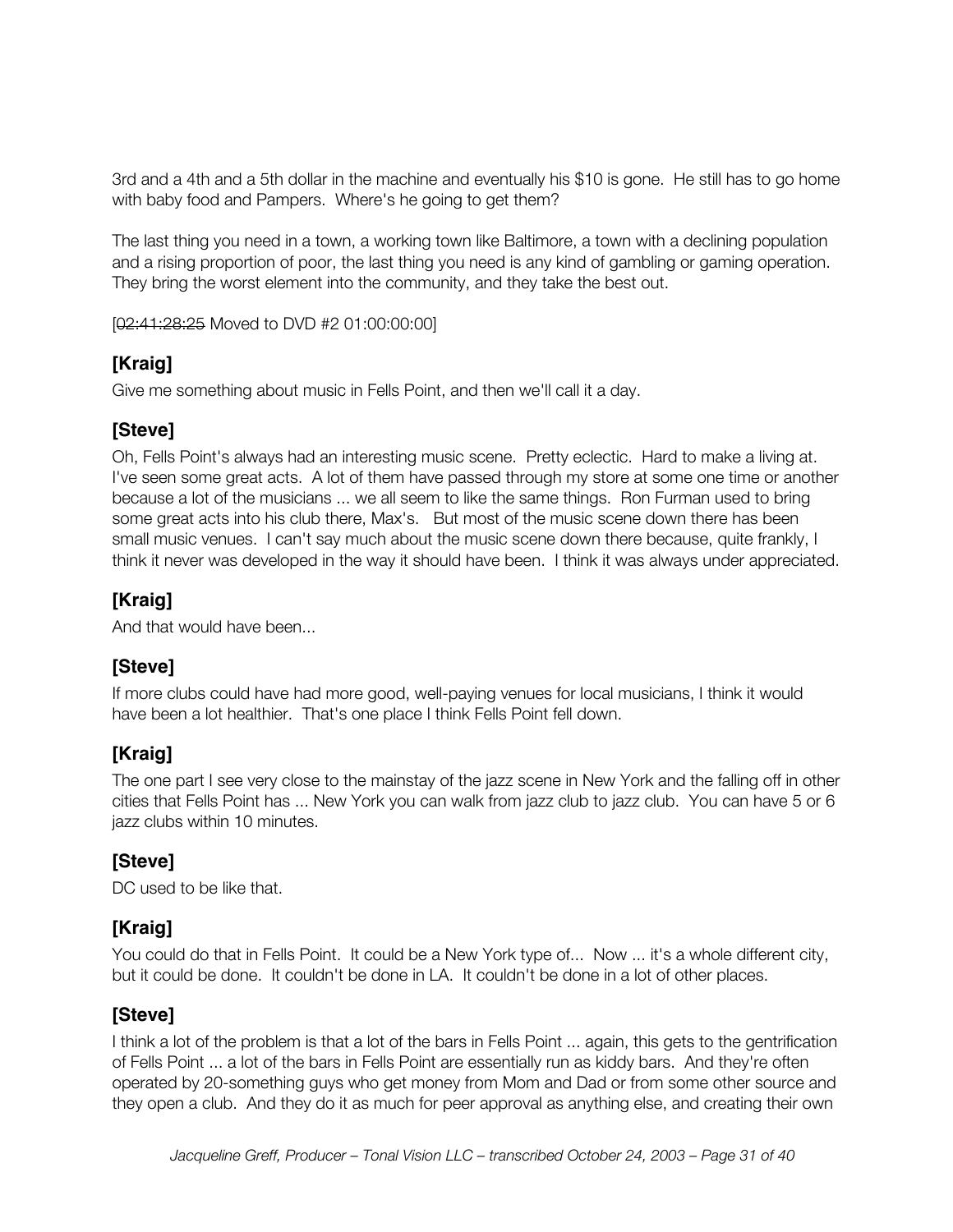3rd and a 4th and a 5th dollar in the machine and eventually his $10 is gone. He still has to go home with baby food and Pampers. Where's he going to get them?

The last thing you need in a town, a working town like Baltimore, a town with a declining population and a rising proportion of poor, the last thing you need is any kind of gambling or gaming operation. They bring the worst element into the community, and they take the best out.

[~~02:41:28:25~~ Moved to DVD #2 01:00:00:00]

## [Kraig]

Give me something about music in Fells Point, and then we'll call it a day.

## [Steve]

Oh, Fells Point's always had an interesting music scene. Pretty eclectic. Hard to make a living at. I've seen some great acts. A lot of them have passed through my store at some one time or another because a lot of the musicians ... we all seem to like the same things. Ron Furman used to bring some great acts into his club there, Max's. But most of the music scene down there has been small music venues. I can't say much about the music scene down there because, quite frankly, I think it never was developed in the way it should have been. I think it was always under appreciated.

## [Kraig]

And that would have been...

## [Steve]

If more clubs could have had more good, well-paying venues for local musicians, I think it would have been a lot healthier. That's one place I think Fells Point fell down.

## [Kraig]

The one part I see very close to the mainstay of the jazz scene in New York and the falling off in other cities that Fells Point has ... New York you can walk from jazz club to jazz club. You can have 5 or 6 jazz clubs within 10 minutes.

## [Steve]

DC used to be like that.

## [Kraig]

You could do that in Fells Point. It could be a New York type of... Now ... it's a whole different city, but it could be done. It couldn't be done in LA. It couldn't be done in a lot of other places.

## [Steve]

I think a lot of the problem is that a lot of the bars in Fells Point ... again, this gets to the gentrification of Fells Point ... a lot of the bars in Fells Point are essentially run as kiddy bars. And they're often operated by 20-something guys who get money from Mom and Dad or from some other source and they open a club. And they do it as much for peer approval as anything else, and creating their own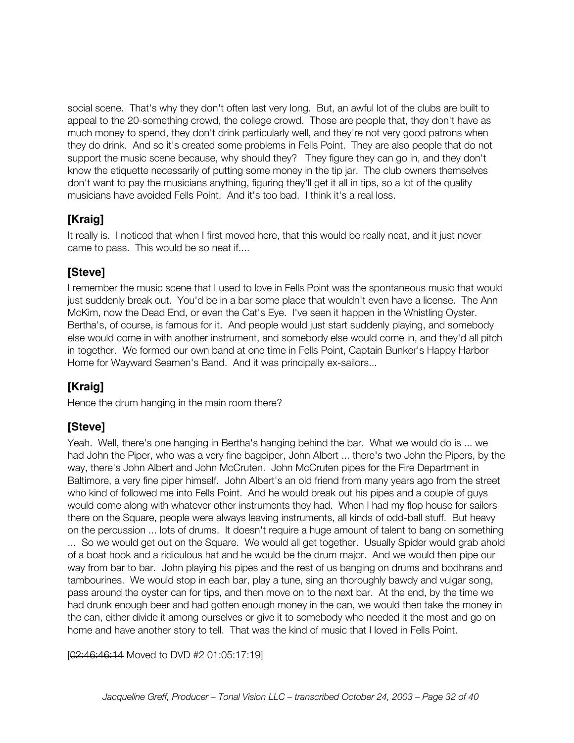social scene. That's why they don't often last very long. But, an awful lot of the clubs are built to appeal to the 20-something crowd, the college crowd. Those are people that, they don't have as much money to spend, they don't drink particularly well, and they're not very good patrons when they do drink. And so it's created some problems in Fells Point. They are also people that do not support the music scene because, why should they? They figure they can go in, and they don't know the etiquette necessarily of putting some money in the tip jar. The club owners themselves don't want to pay the musicians anything, figuring they'll get it all in tips, so a lot of the quality musicians have avoided Fells Point. And it's too bad. I think it's a real loss.

## [Kraig]

It really is. I noticed that when I first moved here, that this would be really neat, and it just never came to pass. This would be so neat if....

## [Steve]

I remember the music scene that I used to love in Fells Point was the spontaneous music that would just suddenly break out. You'd be in a bar some place that wouldn't even have a license. The Ann McKim, now the Dead End, or even the Cat's Eye. I've seen it happen in the Whistling Oyster. Bertha's, of course, is famous for it. And people would just start suddenly playing, and somebody else would come in with another instrument, and somebody else would come in, and they'd all pitch in together. We formed our own band at one time in Fells Point, Captain Bunker's Happy Harbor Home for Wayward Seamen's Band. And it was principally ex-sailors...

## [Kraig]

Hence the drum hanging in the main room there?

## [Steve]

Yeah. Well, there's one hanging in Bertha's hanging behind the bar. What we would do is ... we had John the Piper, who was a very fine bagpiper, John Albert ... there's two John the Pipers, by the way, there's John Albert and John McCruten. John McCruten pipes for the Fire Department in Baltimore, a very fine piper himself. John Albert's an old friend from many years ago from the street who kind of followed me into Fells Point. And he would break out his pipes and a couple of guys would come along with whatever other instruments they had. When I had my flop house for sailors there on the Square, people were always leaving instruments, all kinds of odd-ball stuff. But heavy on the percussion ... lots of drums. It doesn't require a huge amount of talent to bang on something ... So we would get out on the Square. We would all get together. Usually Spider would grab ahold of a boat hook and a ridiculous hat and he would be the drum major. And we would then pipe our way from bar to bar. John playing his pipes and the rest of us banging on drums and bodhrans and tambourines. We would stop in each bar, play a tune, sing an thoroughly bawdy and vulgar song, pass around the oyster can for tips, and then move on to the next bar. At the end, by the time we had drunk enough beer and had gotten enough money in the can, we would then take the money in the can, either divide it among ourselves or give it to somebody who needed it the most and go on home and have another story to tell. That was the kind of music that I loved in Fells Point.

[~~02:46:46:14~~ Moved to DVD #2 01:05:17:19]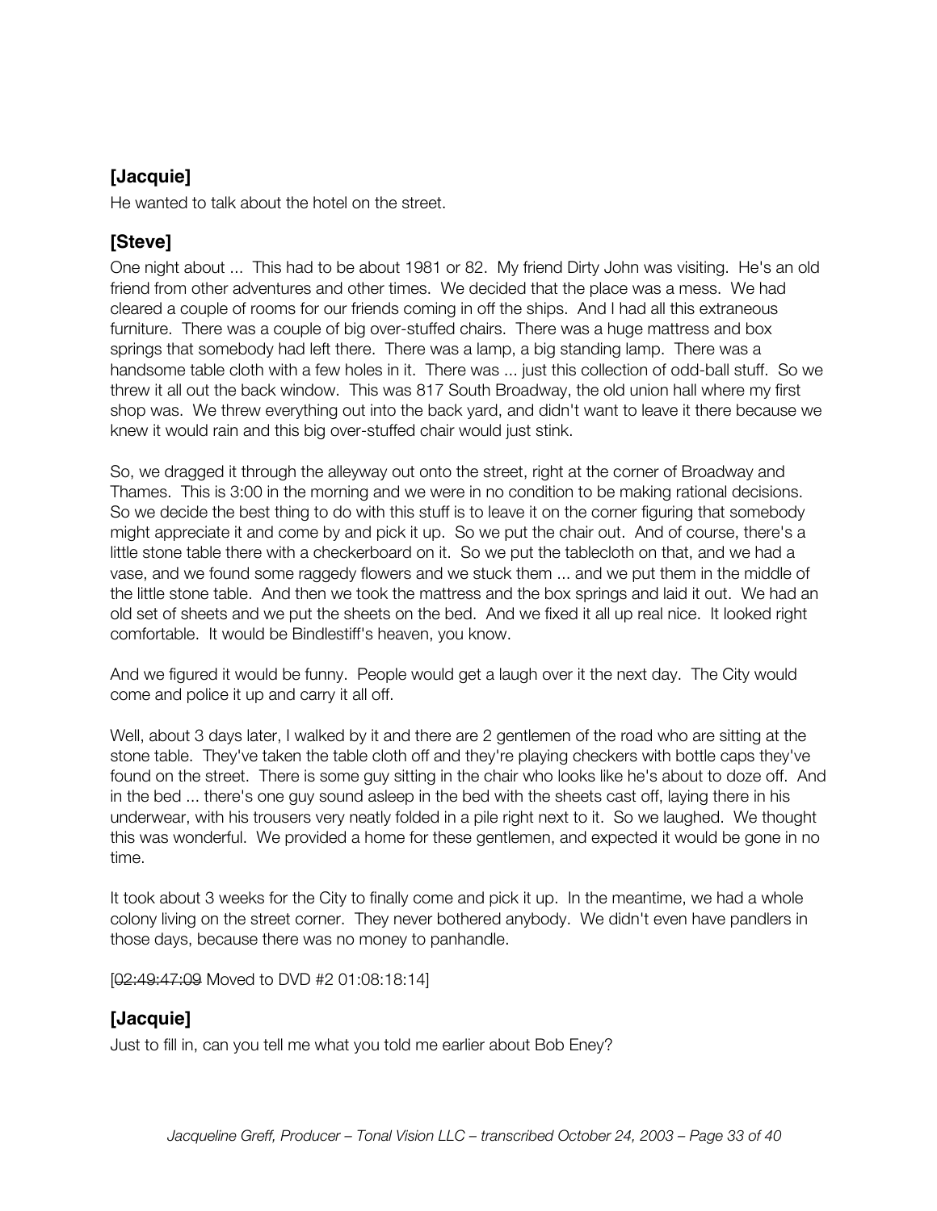### [Jacquie]

He wanted to talk about the hotel on the street.

### [Steve]

One night about ... This had to be about 1981 or 82. My friend Dirty John was visiting. He's an old friend from other adventures and other times. We decided that the place was a mess. We had cleared a couple of rooms for our friends coming in off the ships. And I had all this extraneous furniture. There was a couple of big over-stuffed chairs. There was a huge mattress and box springs that somebody had left there. There was a lamp, a big standing lamp. There was a handsome table cloth with a few holes in it. There was ... just this collection of odd-ball stuff. So we threw it all out the back window. This was 817 South Broadway, the old union hall where my first shop was. We threw everything out into the back yard, and didn't want to leave it there because we knew it would rain and this big over-stuffed chair would just stink.

So, we dragged it through the alleyway out onto the street, right at the corner of Broadway and Thames. This is 3:00 in the morning and we were in no condition to be making rational decisions. So we decide the best thing to do with this stuff is to leave it on the corner figuring that somebody might appreciate it and come by and pick it up. So we put the chair out. And of course, there's a little stone table there with a checkerboard on it. So we put the tablecloth on that, and we had a vase, and we found some raggedy flowers and we stuck them ... and we put them in the middle of the little stone table. And then we took the mattress and the box springs and laid it out. We had an old set of sheets and we put the sheets on the bed. And we fixed it all up real nice. It looked right comfortable. It would be Bindlestiff's heaven, you know.

And we figured it would be funny. People would get a laugh over it the next day. The City would come and police it up and carry it all off.

Well, about 3 days later, I walked by it and there are 2 gentlemen of the road who are sitting at the stone table. They've taken the table cloth off and they're playing checkers with bottle caps they've found on the street. There is some guy sitting in the chair who looks like he's about to doze off. And in the bed ... there's one guy sound asleep in the bed with the sheets cast off, laying there in his underwear, with his trousers very neatly folded in a pile right next to it. So we laughed. We thought this was wonderful. We provided a home for these gentlemen, and expected it would be gone in no time.

It took about 3 weeks for the City to finally come and pick it up. In the meantime, we had a whole colony living on the street corner. They never bothered anybody. We didn't even have pandlers in those days, because there was no money to panhandle.

[~~02:49:47:09~~ Moved to DVD #2 01:08:18:14]

### [Jacquie]

Just to fill in, can you tell me what you told me earlier about Bob Eney?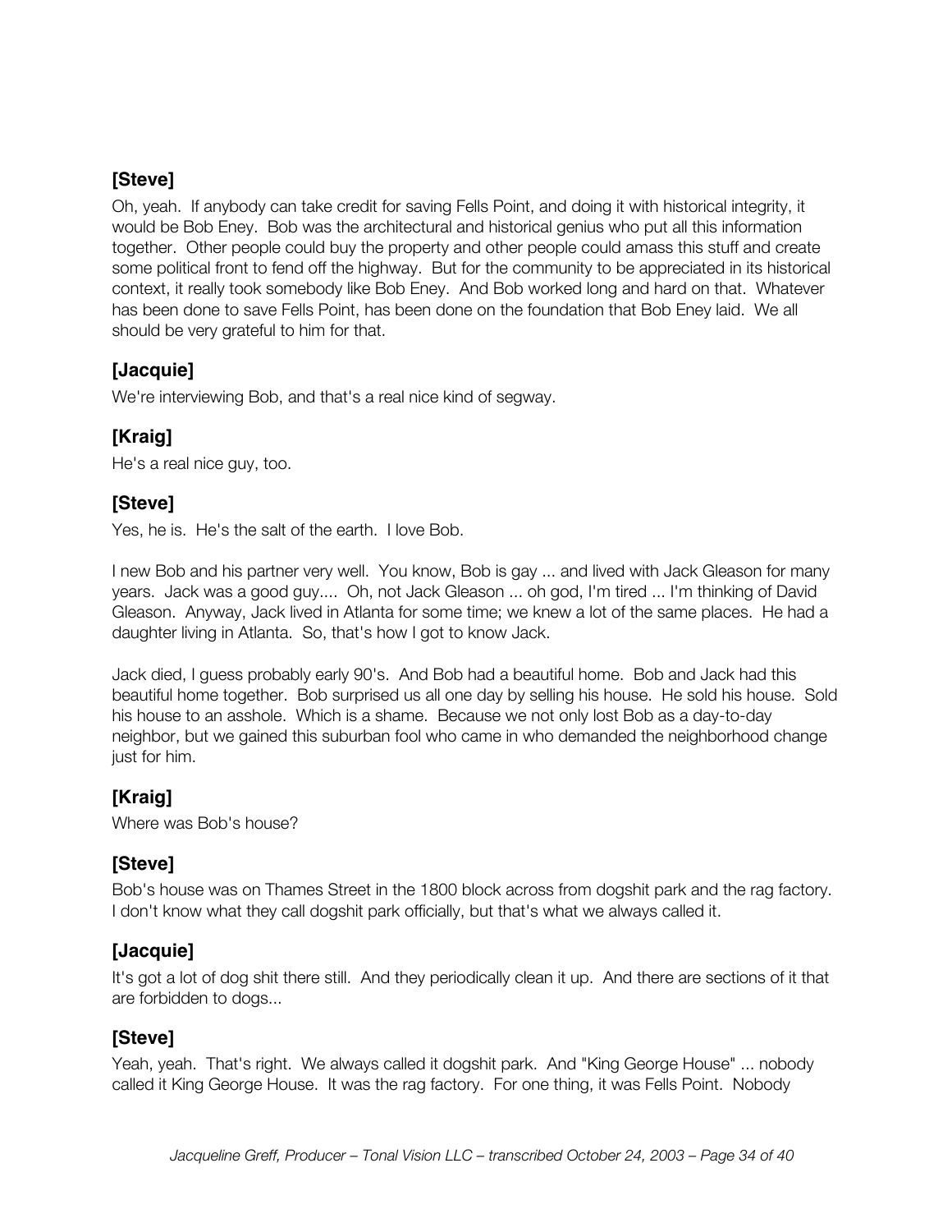**[Steve]**

Oh, yeah. If anybody can take credit for saving Fells Point, and doing it with historical integrity, it would be Bob Eney. Bob was the architectural and historical genius who put all this information together. Other people could buy the property and other people could amass this stuff and create some political front to fend off the highway. But for the community to be appreciated in its historical context, it really took somebody like Bob Eney. And Bob worked long and hard on that. Whatever has been done to save Fells Point, has been done on the foundation that Bob Eney laid. We all should be very grateful to him for that.

**[Jacquie]**

We're interviewing Bob, and that's a real nice kind of segway.

**[Kraig]**

He's a real nice guy, too.

**[Steve]**

Yes, he is. He's the salt of the earth. I love Bob.

I new Bob and his partner very well. You know, Bob is gay ... and lived with Jack Gleason for many years. Jack was a good guy.... Oh, not Jack Gleason ... oh god, I'm tired ... I'm thinking of David Gleason. Anyway, Jack lived in Atlanta for some time; we knew a lot of the same places. He had a daughter living in Atlanta. So, that's how I got to know Jack.

Jack died, I guess probably early 90's. And Bob had a beautiful home. Bob and Jack had this beautiful home together. Bob surprised us all one day by selling his house. He sold his house. Sold his house to an asshole. Which is a shame. Because we not only lost Bob as a day-to-day neighbor, but we gained this suburban fool who came in who demanded the neighborhood change just for him.

**[Kraig]**

Where was Bob's house?

**[Steve]**

Bob's house was on Thames Street in the 1800 block across from dogshit park and the rag factory. I don't know what they call dogshit park officially, but that's what we always called it.

**[Jacquie]**

It's got a lot of dog shit there still. And they periodically clean it up. And there are sections of it that are forbidden to dogs...

**[Steve]**

Yeah, yeah. That's right. We always called it dogshit park. And "King George House" ... nobody called it King George House. It was the rag factory. For one thing, it was Fells Point. Nobody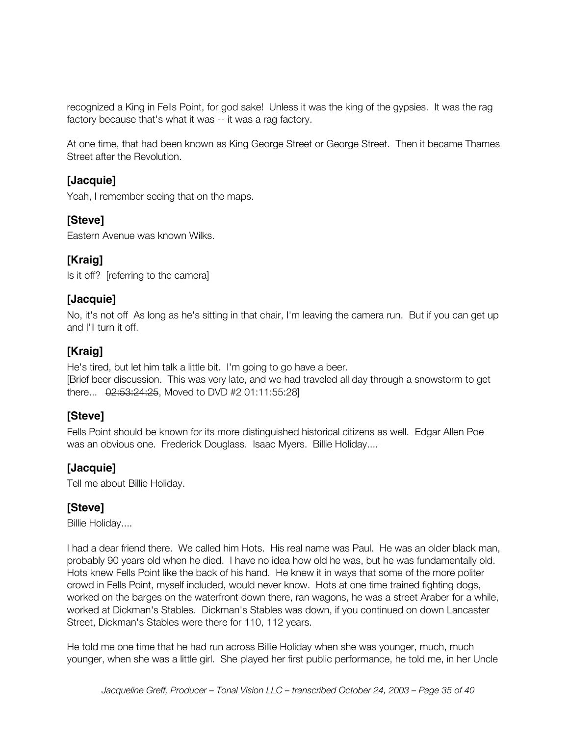recognized a King in Fells Point, for god sake! Unless it was the king of the gypsies. It was the rag factory because that's what it was -- it was a rag factory.

At one time, that had been known as King George Street or George Street. Then it became Thames Street after the Revolution.

### [Jacquie]

Yeah, I remember seeing that on the maps.

### [Steve]

Eastern Avenue was known Wilks.

### [Kraig]

Is it off? [referring to the camera]

### [Jacquie]

No, it's not off As long as he's sitting in that chair, I'm leaving the camera run. But if you can get up and I'll turn it off.

### [Kraig]

He's tired, but let him talk a little bit. I'm going to go have a beer.
[Brief beer discussion. This was very late, and we had traveled all day through a snowstorm to get there... ~~02:53:24:25~~, Moved to DVD #2 01:11:55:28]

### [Steve]

Fells Point should be known for its more distinguished historical citizens as well. Edgar Allen Poe was an obvious one. Frederick Douglass. Isaac Myers. Billie Holiday....

### [Jacquie]

Tell me about Billie Holiday.

### [Steve]

Billie Holiday....

I had a dear friend there. We called him Hots. His real name was Paul. He was an older black man, probably 90 years old when he died. I have no idea how old he was, but he was fundamentally old. Hots knew Fells Point like the back of his hand. He knew it in ways that some of the more politer crowd in Fells Point, myself included, would never know. Hots at one time trained fighting dogs, worked on the barges on the waterfront down there, ran wagons, he was a street Araber for a while, worked at Dickman's Stables. Dickman's Stables was down, if you continued on down Lancaster Street, Dickman's Stables were there for 110, 112 years.

He told me one time that he had run across Billie Holiday when she was younger, much, much younger, when she was a little girl. She played her first public performance, he told me, in her Uncle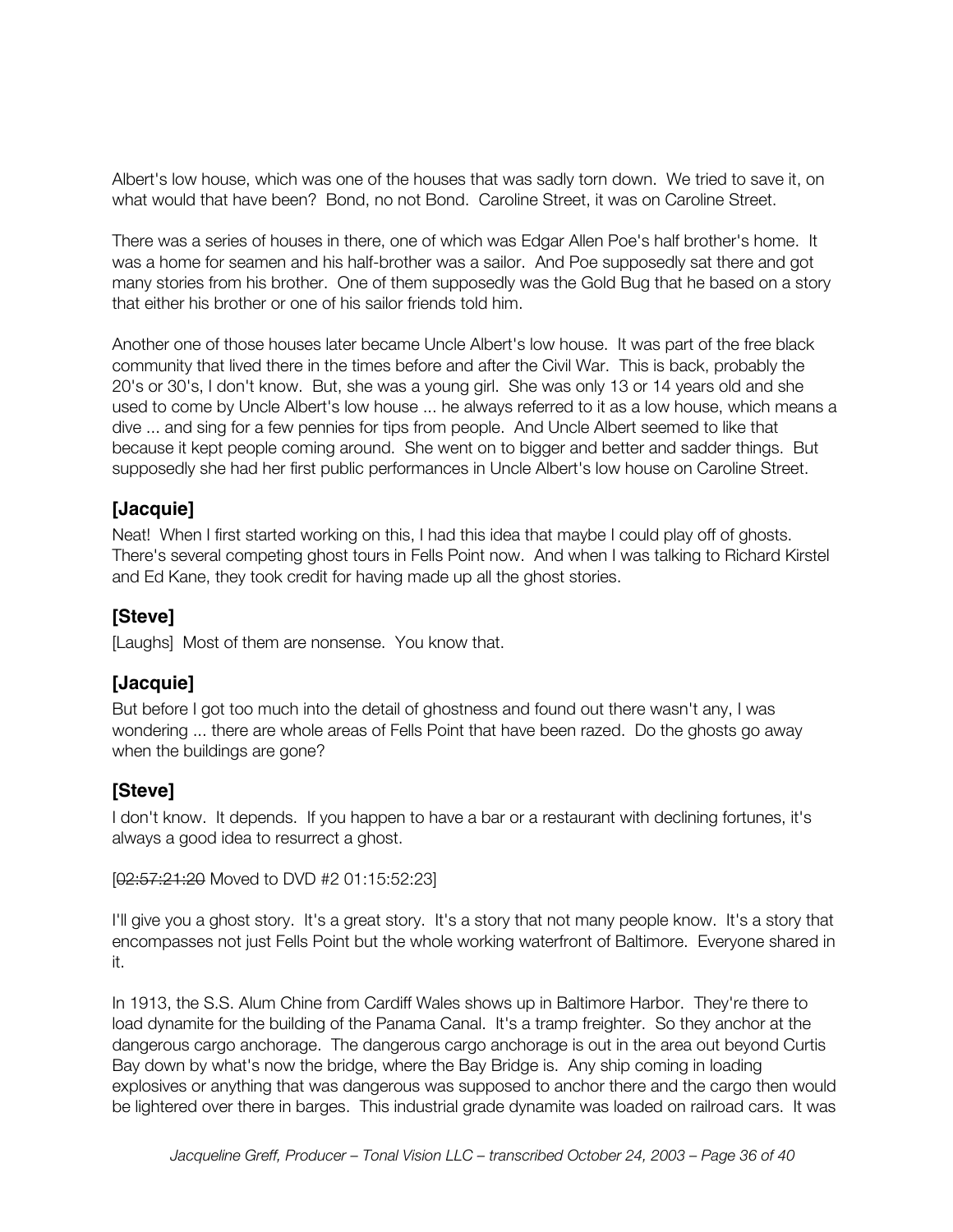Albert's low house, which was one of the houses that was sadly torn down. We tried to save it, on what would that have been? Bond, no not Bond. Caroline Street, it was on Caroline Street.

There was a series of houses in there, one of which was Edgar Allen Poe's half brother's home. It was a home for seamen and his half-brother was a sailor. And Poe supposedly sat there and got many stories from his brother. One of them supposedly was the Gold Bug that he based on a story that either his brother or one of his sailor friends told him.

Another one of those houses later became Uncle Albert's low house. It was part of the free black community that lived there in the times before and after the Civil War. This is back, probably the 20's or 30's, I don't know. But, she was a young girl. She was only 13 or 14 years old and she used to come by Uncle Albert's low house ... he always referred to it as a low house, which means a dive ... and sing for a few pennies for tips from people. And Uncle Albert seemed to like that because it kept people coming around. She went on to bigger and better and sadder things. But supposedly she had her first public performances in Uncle Albert's low house on Caroline Street.

### [Jacquie]

Neat! When I first started working on this, I had this idea that maybe I could play off of ghosts. There's several competing ghost tours in Fells Point now. And when I was talking to Richard Kirstel and Ed Kane, they took credit for having made up all the ghost stories.

### [Steve]

[Laughs] Most of them are nonsense. You know that.

### [Jacquie]

But before I got too much into the detail of ghostness and found out there wasn't any, I was wondering ... there are whole areas of Fells Point that have been razed. Do the ghosts go away when the buildings are gone?

### [Steve]

I don't know. It depends. If you happen to have a bar or a restaurant with declining fortunes, it's always a good idea to resurrect a ghost.

[~~02:57:21:20~~ Moved to DVD #2 01:15:52:23]

I'll give you a ghost story. It's a great story. It's a story that not many people know. It's a story that encompasses not just Fells Point but the whole working waterfront of Baltimore. Everyone shared in it.

In 1913, the S.S. Alum Chine from Cardiff Wales shows up in Baltimore Harbor. They're there to load dynamite for the building of the Panama Canal. It's a tramp freighter. So they anchor at the dangerous cargo anchorage. The dangerous cargo anchorage is out in the area out beyond Curtis Bay down by what's now the bridge, where the Bay Bridge is. Any ship coming in loading explosives or anything that was dangerous was supposed to anchor there and the cargo then would be lightered over there in barges. This industrial grade dynamite was loaded on railroad cars. It was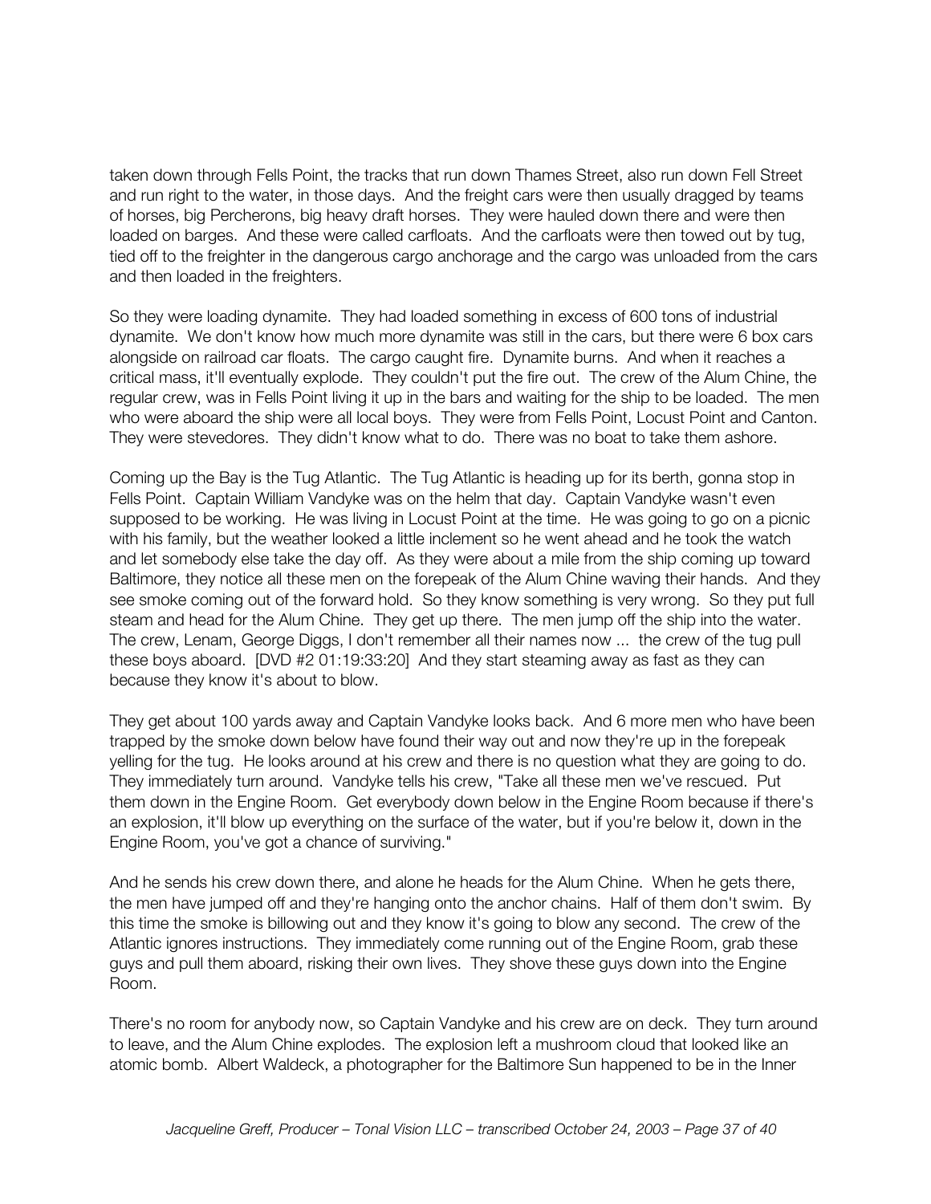taken down through Fells Point, the tracks that run down Thames Street, also run down Fell Street and run right to the water, in those days. And the freight cars were then usually dragged by teams of horses, big Percherons, big heavy draft horses. They were hauled down there and were then loaded on barges. And these were called carfloats. And the carfloats were then towed out by tug, tied off to the freighter in the dangerous cargo anchorage and the cargo was unloaded from the cars and then loaded in the freighters.

So they were loading dynamite. They had loaded something in excess of 600 tons of industrial dynamite. We don't know how much more dynamite was still in the cars, but there were 6 box cars alongside on railroad car floats. The cargo caught fire. Dynamite burns. And when it reaches a critical mass, it'll eventually explode. They couldn't put the fire out. The crew of the Alum Chine, the regular crew, was in Fells Point living it up in the bars and waiting for the ship to be loaded. The men who were aboard the ship were all local boys. They were from Fells Point, Locust Point and Canton. They were stevedores. They didn't know what to do. There was no boat to take them ashore.

Coming up the Bay is the Tug Atlantic. The Tug Atlantic is heading up for its berth, gonna stop in Fells Point. Captain William Vandyke was on the helm that day. Captain Vandyke wasn't even supposed to be working. He was living in Locust Point at the time. He was going to go on a picnic with his family, but the weather looked a little inclement so he went ahead and he took the watch and let somebody else take the day off. As they were about a mile from the ship coming up toward Baltimore, they notice all these men on the forepeak of the Alum Chine waving their hands. And they see smoke coming out of the forward hold. So they know something is very wrong. So they put full steam and head for the Alum Chine. They get up there. The men jump off the ship into the water. The crew, Lenam, George Diggs, I don't remember all their names now ... the crew of the tug pull these boys aboard. [DVD #2 01:19:33:20] And they start steaming away as fast as they can because they know it's about to blow.

They get about 100 yards away and Captain Vandyke looks back. And 6 more men who have been trapped by the smoke down below have found their way out and now they're up in the forepeak yelling for the tug. He looks around at his crew and there is no question what they are going to do. They immediately turn around. Vandyke tells his crew, "Take all these men we've rescued. Put them down in the Engine Room. Get everybody down below in the Engine Room because if there's an explosion, it'll blow up everything on the surface of the water, but if you're below it, down in the Engine Room, you've got a chance of surviving."

And he sends his crew down there, and alone he heads for the Alum Chine. When he gets there, the men have jumped off and they're hanging onto the anchor chains. Half of them don't swim. By this time the smoke is billowing out and they know it's going to blow any second. The crew of the Atlantic ignores instructions. They immediately come running out of the Engine Room, grab these guys and pull them aboard, risking their own lives. They shove these guys down into the Engine Room.

There's no room for anybody now, so Captain Vandyke and his crew are on deck. They turn around to leave, and the Alum Chine explodes. The explosion left a mushroom cloud that looked like an atomic bomb. Albert Waldeck, a photographer for the Baltimore Sun happened to be in the Inner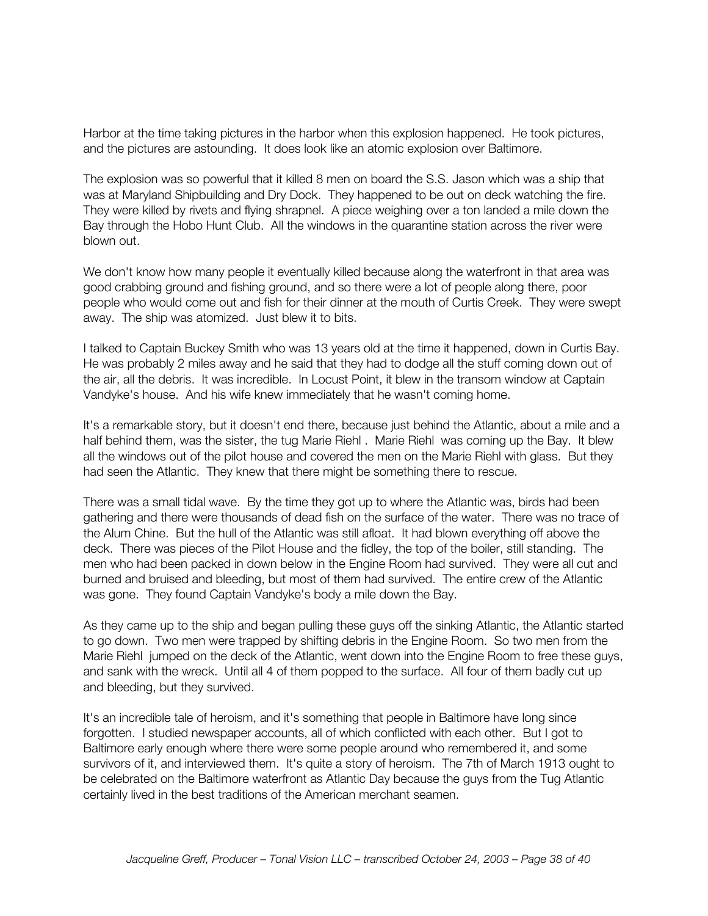Harbor at the time taking pictures in the harbor when this explosion happened. He took pictures, and the pictures are astounding. It does look like an atomic explosion over Baltimore.

The explosion was so powerful that it killed 8 men on board the S.S. Jason which was a ship that was at Maryland Shipbuilding and Dry Dock. They happened to be out on deck watching the fire. They were killed by rivets and flying shrapnel. A piece weighing over a ton landed a mile down the Bay through the Hobo Hunt Club. All the windows in the quarantine station across the river were blown out.

We don't know how many people it eventually killed because along the waterfront in that area was good crabbing ground and fishing ground, and so there were a lot of people along there, poor people who would come out and fish for their dinner at the mouth of Curtis Creek. They were swept away. The ship was atomized. Just blew it to bits.

I talked to Captain Buckey Smith who was 13 years old at the time it happened, down in Curtis Bay. He was probably 2 miles away and he said that they had to dodge all the stuff coming down out of the air, all the debris. It was incredible. In Locust Point, it blew in the transom window at Captain Vandyke's house. And his wife knew immediately that he wasn't coming home.

It's a remarkable story, but it doesn't end there, because just behind the Atlantic, about a mile and a half behind them, was the sister, the tug Marie Riehl . Marie Riehl was coming up the Bay. It blew all the windows out of the pilot house and covered the men on the Marie Riehl with glass. But they had seen the Atlantic. They knew that there might be something there to rescue.

There was a small tidal wave. By the time they got up to where the Atlantic was, birds had been gathering and there were thousands of dead fish on the surface of the water. There was no trace of the Alum Chine. But the hull of the Atlantic was still afloat. It had blown everything off above the deck. There was pieces of the Pilot House and the fidley, the top of the boiler, still standing. The men who had been packed in down below in the Engine Room had survived. They were all cut and burned and bruised and bleeding, but most of them had survived. The entire crew of the Atlantic was gone. They found Captain Vandyke's body a mile down the Bay.

As they came up to the ship and began pulling these guys off the sinking Atlantic, the Atlantic started to go down. Two men were trapped by shifting debris in the Engine Room. So two men from the Marie Riehl jumped on the deck of the Atlantic, went down into the Engine Room to free these guys, and sank with the wreck. Until all 4 of them popped to the surface. All four of them badly cut up and bleeding, but they survived.

It's an incredible tale of heroism, and it's something that people in Baltimore have long since forgotten. I studied newspaper accounts, all of which conflicted with each other. But I got to Baltimore early enough where there were some people around who remembered it, and some survivors of it, and interviewed them. It's quite a story of heroism. The 7th of March 1913 ought to be celebrated on the Baltimore waterfront as Atlantic Day because the guys from the Tug Atlantic certainly lived in the best traditions of the American merchant seamen.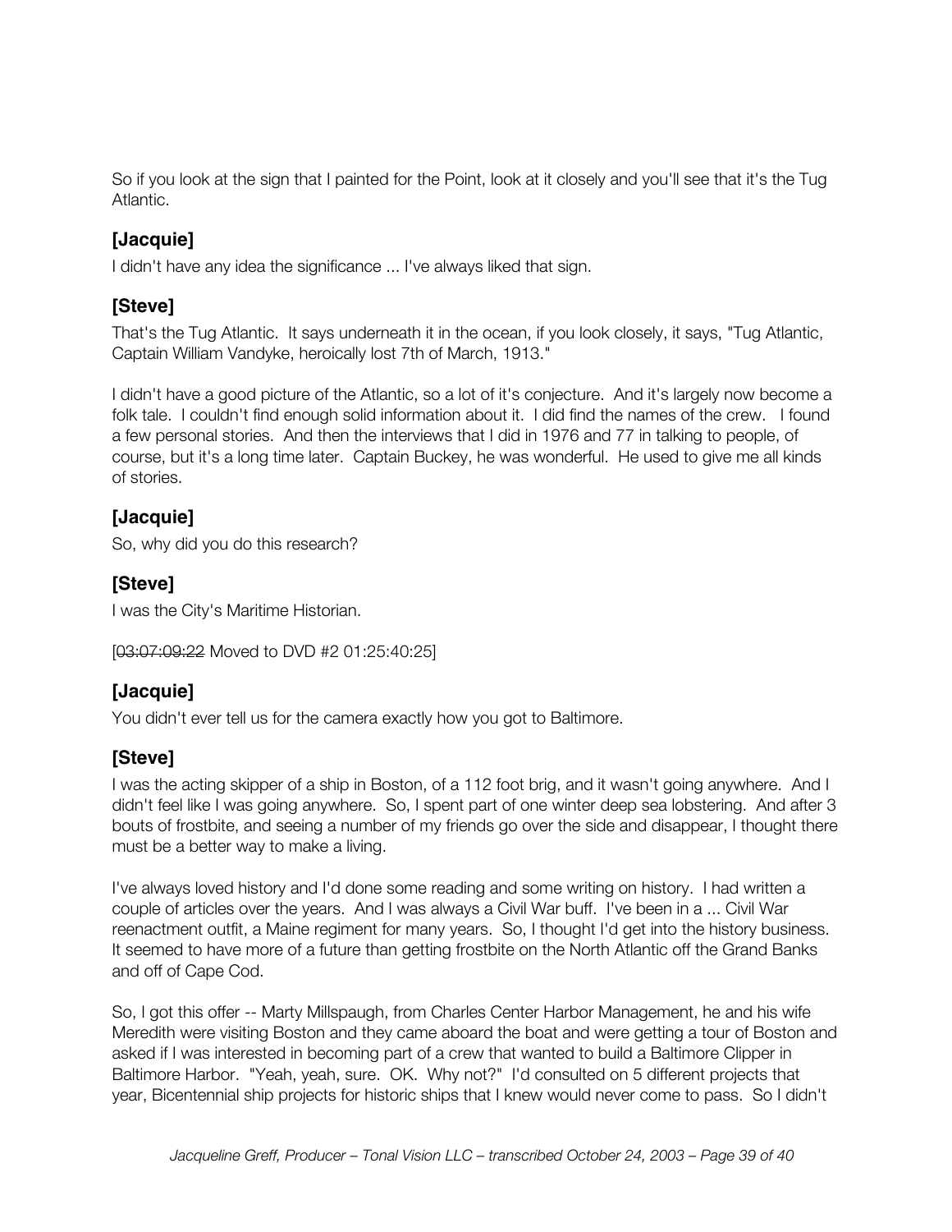So if you look at the sign that I painted for the Point, look at it closely and you'll see that it's the Tug Atlantic.

### [Jacquie]

I didn't have any idea the significance ... I've always liked that sign.

### [Steve]

That's the Tug Atlantic. It says underneath it in the ocean, if you look closely, it says, "Tug Atlantic, Captain William Vandyke, heroically lost 7th of March, 1913."

I didn't have a good picture of the Atlantic, so a lot of it's conjecture. And it's largely now become a folk tale. I couldn't find enough solid information about it. I did find the names of the crew. I found a few personal stories. And then the interviews that I did in 1976 and 77 in talking to people, of course, but it's a long time later. Captain Buckey, he was wonderful. He used to give me all kinds of stories.

### [Jacquie]

So, why did you do this research?

### [Steve]

I was the City's Maritime Historian.

[~~03:07:09:22~~ Moved to DVD #2 01:25:40:25]

### [Jacquie]

You didn't ever tell us for the camera exactly how you got to Baltimore.

### [Steve]

I was the acting skipper of a ship in Boston, of a 112 foot brig, and it wasn't going anywhere. And I didn't feel like I was going anywhere. So, I spent part of one winter deep sea lobstering. And after 3 bouts of frostbite, and seeing a number of my friends go over the side and disappear, I thought there must be a better way to make a living.

I've always loved history and I'd done some reading and some writing on history. I had written a couple of articles over the years. And I was always a Civil War buff. I've been in a ... Civil War reenactment outfit, a Maine regiment for many years. So, I thought I'd get into the history business. It seemed to have more of a future than getting frostbite on the North Atlantic off the Grand Banks and off of Cape Cod.

So, I got this offer -- Marty Millspaugh, from Charles Center Harbor Management, he and his wife Meredith were visiting Boston and they came aboard the boat and were getting a tour of Boston and asked if I was interested in becoming part of a crew that wanted to build a Baltimore Clipper in Baltimore Harbor. "Yeah, yeah, sure. OK. Why not?" I'd consulted on 5 different projects that year, Bicentennial ship projects for historic ships that I knew would never come to pass. So I didn't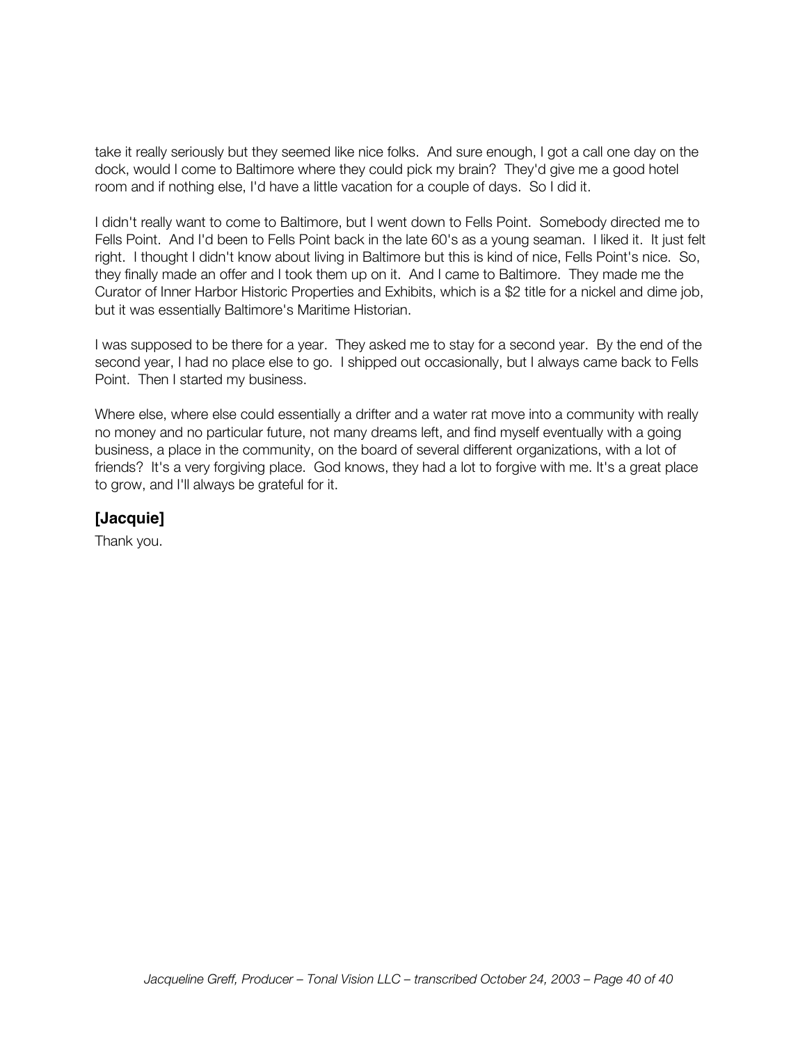take it really seriously but they seemed like nice folks. And sure enough, I got a call one day on the dock, would I come to Baltimore where they could pick my brain? They'd give me a good hotel room and if nothing else, I'd have a little vacation for a couple of days. So I did it.

I didn't really want to come to Baltimore, but I went down to Fells Point. Somebody directed me to Fells Point. And I'd been to Fells Point back in the late 60's as a young seaman. I liked it. It just felt right. I thought I didn't know about living in Baltimore but this is kind of nice, Fells Point's nice. So, they finally made an offer and I took them up on it. And I came to Baltimore. They made me the Curator of Inner Harbor Historic Properties and Exhibits, which is a $2 title for a nickel and dime job, but it was essentially Baltimore's Maritime Historian.

I was supposed to be there for a year. They asked me to stay for a second year. By the end of the second year, I had no place else to go. I shipped out occasionally, but I always came back to Fells Point. Then I started my business.

Where else, where else could essentially a drifter and a water rat move into a community with really no money and no particular future, not many dreams left, and find myself eventually with a going business, a place in the community, on the board of several different organizations, with a lot of friends? It's a very forgiving place. God knows, they had a lot to forgive with me. It's a great place to grow, and I'll always be grateful for it.

### [Jacquie]

Thank you.